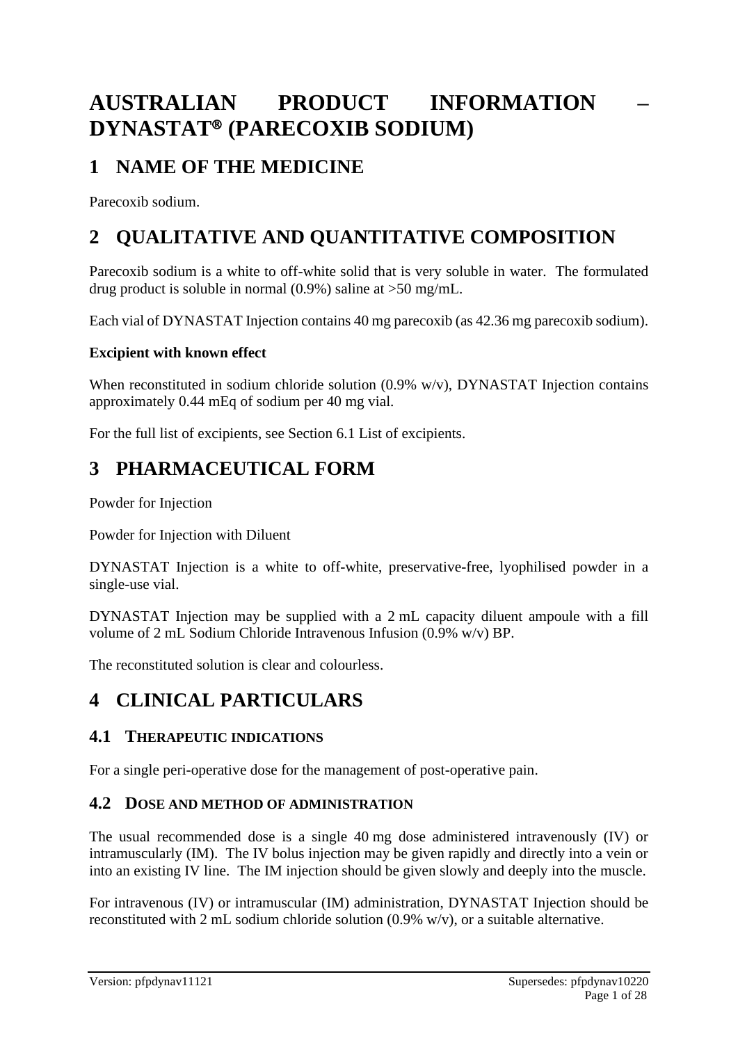# AUSTRALIAN PRODUCT INFORMATION – DYNASTAT® (PARECOXIB SODIUM)

## 1 NAME OF THE MEDICINE

Parecoxib sodium.

## 2 QUALITATIVE AND QUANTITATIVE COMPOSITION

Parecoxib sodium is a white to off-white solid that is very soluble in water. The formulated drug product is soluble in normal (0.9%) saline at >50 mg/mL.

Each vial of DYNASTAT Injection contains 40 mg parecoxib (as 42.36 mg parecoxib sodium).

**Excipient with known effect**

When reconstituted in sodium chloride solution (0.9% w/v), DYNASTAT Injection contains approximately 0.44 mEq of sodium per 40 mg vial.

For the full list of excipients, see Section 6.1 List of excipients.

## 3 PHARMACEUTICAL FORM

Powder for Injection

Powder for Injection with Diluent

DYNASTAT Injection is a white to off-white, preservative-free, lyophilised powder in a single-use vial.

DYNASTAT Injection may be supplied with a 2 mL capacity diluent ampoule with a fill volume of 2 mL Sodium Chloride Intravenous Infusion (0.9% w/v) BP.

The reconstituted solution is clear and colourless.

## 4 CLINICAL PARTICULARS

### 4.1 THERAPEUTIC INDICATIONS

For a single peri-operative dose for the management of post-operative pain.

### 4.2 DOSE AND METHOD OF ADMINISTRATION

The usual recommended dose is a single 40 mg dose administered intravenously (IV) or intramuscularly (IM). The IV bolus injection may be given rapidly and directly into a vein or into an existing IV line. The IM injection should be given slowly and deeply into the muscle.

For intravenous (IV) or intramuscular (IM) administration, DYNASTAT Injection should be reconstituted with 2 mL sodium chloride solution (0.9% w/v), or a suitable alternative.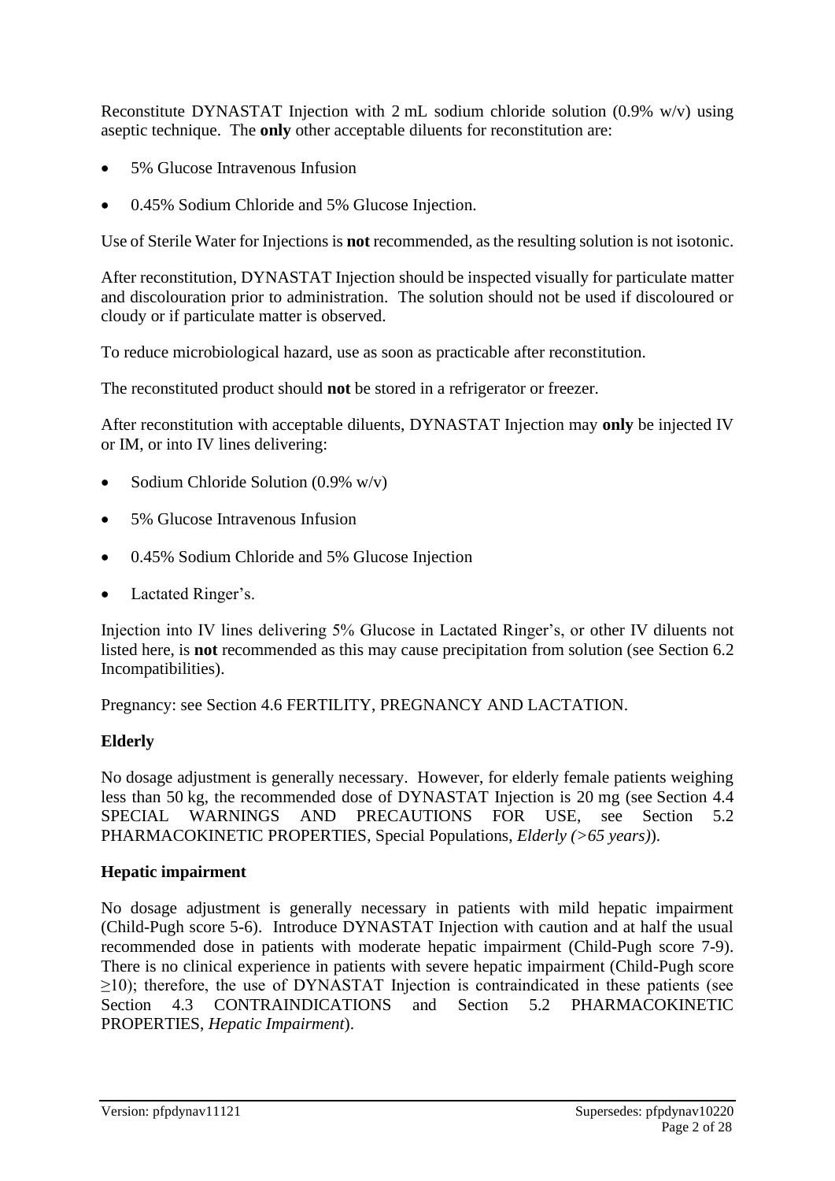Reconstitute DYNASTAT Injection with 2 mL sodium chloride solution (0.9% w/v) using aseptic technique. The **only** other acceptable diluents for reconstitution are:

- 5% Glucose Intravenous Infusion
- 0.45% Sodium Chloride and 5% Glucose Injection.

Use of Sterile Water for Injections is **not** recommended, as the resulting solution is not isotonic.

After reconstitution, DYNASTAT Injection should be inspected visually for particulate matter and discolouration prior to administration. The solution should not be used if discoloured or cloudy or if particulate matter is observed.

To reduce microbiological hazard, use as soon as practicable after reconstitution.

The reconstituted product should **not** be stored in a refrigerator or freezer.

After reconstitution with acceptable diluents, DYNASTAT Injection may **only** be injected IV or IM, or into IV lines delivering:

- Sodium Chloride Solution (0.9% w/v)
- 5% Glucose Intravenous Infusion
- 0.45% Sodium Chloride and 5% Glucose Injection
- Lactated Ringer's.

Injection into IV lines delivering 5% Glucose in Lactated Ringer's, or other IV diluents not listed here, is **not** recommended as this may cause precipitation from solution (see Section 6.2 Incompatibilities).

Pregnancy: see Section 4.6 FERTILITY, PREGNANCY AND LACTATION.

**Elderly**

No dosage adjustment is generally necessary. However, for elderly female patients weighing less than 50 kg, the recommended dose of DYNASTAT Injection is 20 mg (see Section 4.4 SPECIAL WARNINGS AND PRECAUTIONS FOR USE, see Section 5.2 PHARMACOKINETIC PROPERTIES, Special Populations, *Elderly (>65 years)*).

**Hepatic impairment**

No dosage adjustment is generally necessary in patients with mild hepatic impairment (Child-Pugh score 5-6). Introduce DYNASTAT Injection with caution and at half the usual recommended dose in patients with moderate hepatic impairment (Child-Pugh score 7-9). There is no clinical experience in patients with severe hepatic impairment (Child-Pugh score ≥10); therefore, the use of DYNASTAT Injection is contraindicated in these patients (see Section 4.3 CONTRAINDICATIONS and Section 5.2 PHARMACOKINETIC PROPERTIES, *Hepatic Impairment*).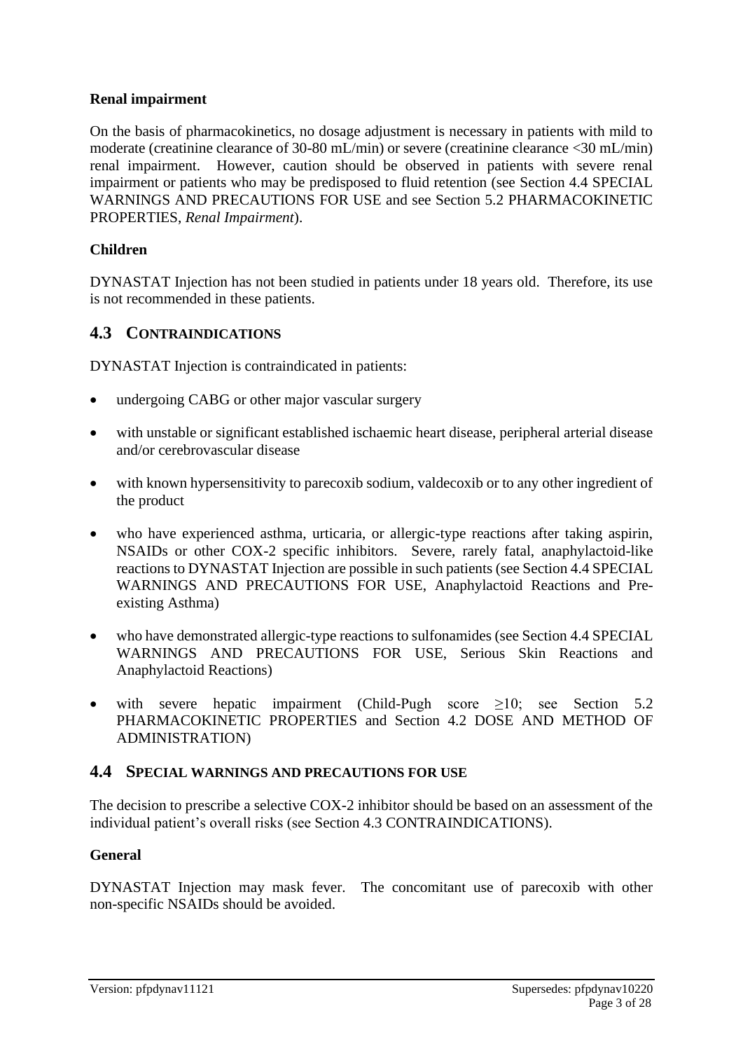**Renal impairment**

On the basis of pharmacokinetics, no dosage adjustment is necessary in patients with mild to moderate (creatinine clearance of 30-80 mL/min) or severe (creatinine clearance <30 mL/min) renal impairment. However, caution should be observed in patients with severe renal impairment or patients who may be predisposed to fluid retention (see Section 4.4 SPECIAL WARNINGS AND PRECAUTIONS FOR USE and see Section 5.2 PHARMACOKINETIC PROPERTIES, *Renal Impairment*).

**Children**

DYNASTAT Injection has not been studied in patients under 18 years old. Therefore, its use is not recommended in these patients.

## 4.3 CONTRAINDICATIONS

DYNASTAT Injection is contraindicated in patients:

- undergoing CABG or other major vascular surgery
- with unstable or significant established ischaemic heart disease, peripheral arterial disease and/or cerebrovascular disease
- with known hypersensitivity to parecoxib sodium, valdecoxib or to any other ingredient of the product
- who have experienced asthma, urticaria, or allergic-type reactions after taking aspirin, NSAIDs or other COX-2 specific inhibitors. Severe, rarely fatal, anaphylactoid-like reactions to DYNASTAT Injection are possible in such patients (see Section 4.4 SPECIAL WARNINGS AND PRECAUTIONS FOR USE, Anaphylactoid Reactions and Pre-existing Asthma)
- who have demonstrated allergic-type reactions to sulfonamides (see Section 4.4 SPECIAL WARNINGS AND PRECAUTIONS FOR USE, Serious Skin Reactions and Anaphylactoid Reactions)
- with severe hepatic impairment (Child-Pugh score ≥10; see Section 5.2 PHARMACOKINETIC PROPERTIES and Section 4.2 DOSE AND METHOD OF ADMINISTRATION)

## 4.4 SPECIAL WARNINGS AND PRECAUTIONS FOR USE

The decision to prescribe a selective COX-2 inhibitor should be based on an assessment of the individual patient's overall risks (see Section 4.3 CONTRAINDICATIONS).

**General**

DYNASTAT Injection may mask fever. The concomitant use of parecoxib with other non-specific NSAIDs should be avoided.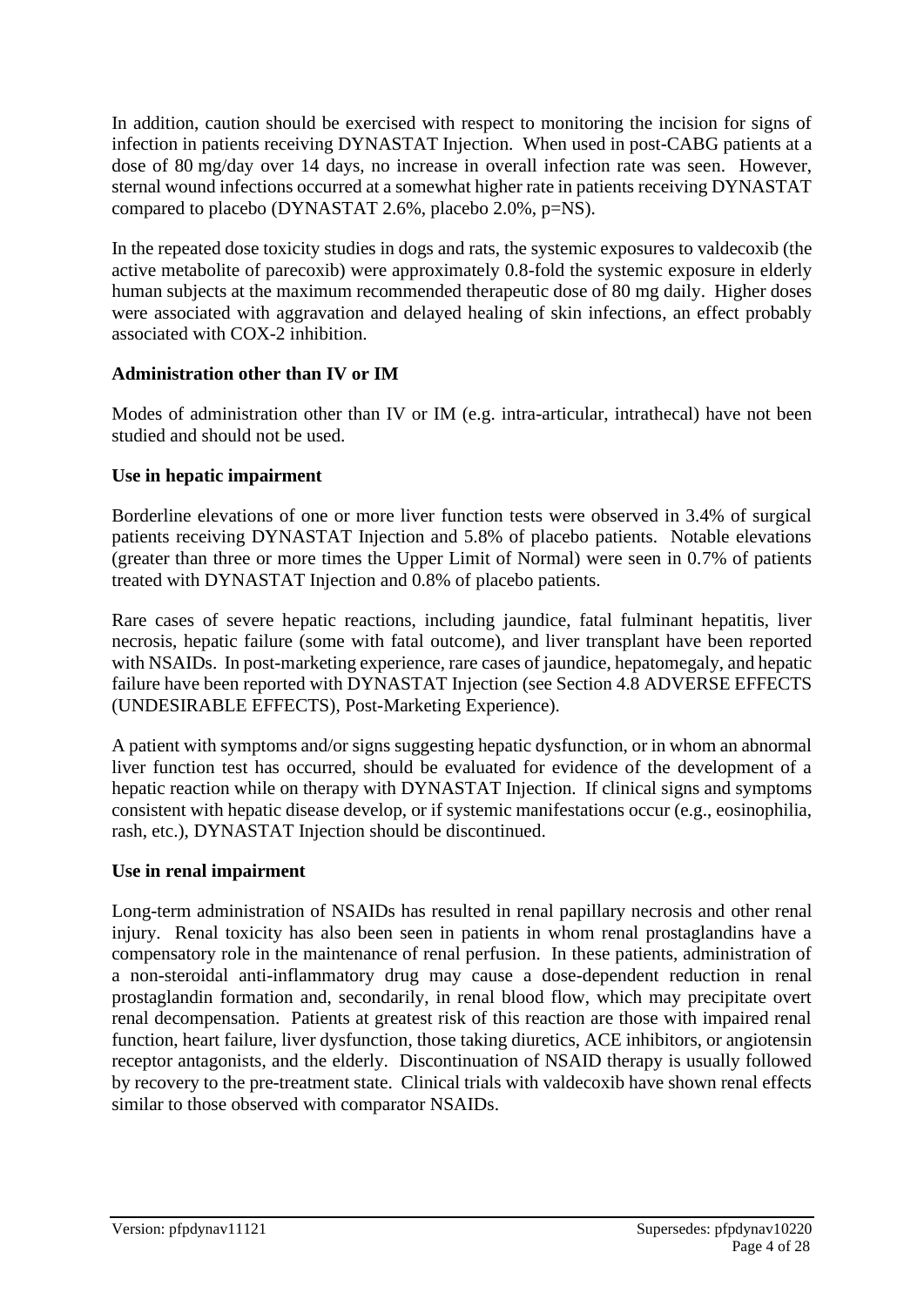In addition, caution should be exercised with respect to monitoring the incision for signs of infection in patients receiving DYNASTAT Injection. When used in post-CABG patients at a dose of 80 mg/day over 14 days, no increase in overall infection rate was seen. However, sternal wound infections occurred at a somewhat higher rate in patients receiving DYNASTAT compared to placebo (DYNASTAT 2.6%, placebo 2.0%, p=NS).

In the repeated dose toxicity studies in dogs and rats, the systemic exposures to valdecoxib (the active metabolite of parecoxib) were approximately 0.8-fold the systemic exposure in elderly human subjects at the maximum recommended therapeutic dose of 80 mg daily. Higher doses were associated with aggravation and delayed healing of skin infections, an effect probably associated with COX-2 inhibition.

### Administration other than IV or IM

Modes of administration other than IV or IM (e.g. intra-articular, intrathecal) have not been studied and should not be used.

### Use in hepatic impairment

Borderline elevations of one or more liver function tests were observed in 3.4% of surgical patients receiving DYNASTAT Injection and 5.8% of placebo patients. Notable elevations (greater than three or more times the Upper Limit of Normal) were seen in 0.7% of patients treated with DYNASTAT Injection and 0.8% of placebo patients.

Rare cases of severe hepatic reactions, including jaundice, fatal fulminant hepatitis, liver necrosis, hepatic failure (some with fatal outcome), and liver transplant have been reported with NSAIDs. In post-marketing experience, rare cases of jaundice, hepatomegaly, and hepatic failure have been reported with DYNASTAT Injection (see Section 4.8 ADVERSE EFFECTS (UNDESIRABLE EFFECTS), Post-Marketing Experience).

A patient with symptoms and/or signs suggesting hepatic dysfunction, or in whom an abnormal liver function test has occurred, should be evaluated for evidence of the development of a hepatic reaction while on therapy with DYNASTAT Injection. If clinical signs and symptoms consistent with hepatic disease develop, or if systemic manifestations occur (e.g., eosinophilia, rash, etc.), DYNASTAT Injection should be discontinued.

### Use in renal impairment

Long-term administration of NSAIDs has resulted in renal papillary necrosis and other renal injury. Renal toxicity has also been seen in patients in whom renal prostaglandins have a compensatory role in the maintenance of renal perfusion. In these patients, administration of a non-steroidal anti-inflammatory drug may cause a dose-dependent reduction in renal prostaglandin formation and, secondarily, in renal blood flow, which may precipitate overt renal decompensation. Patients at greatest risk of this reaction are those with impaired renal function, heart failure, liver dysfunction, those taking diuretics, ACE inhibitors, or angiotensin receptor antagonists, and the elderly. Discontinuation of NSAID therapy is usually followed by recovery to the pre-treatment state. Clinical trials with valdecoxib have shown renal effects similar to those observed with comparator NSAIDs.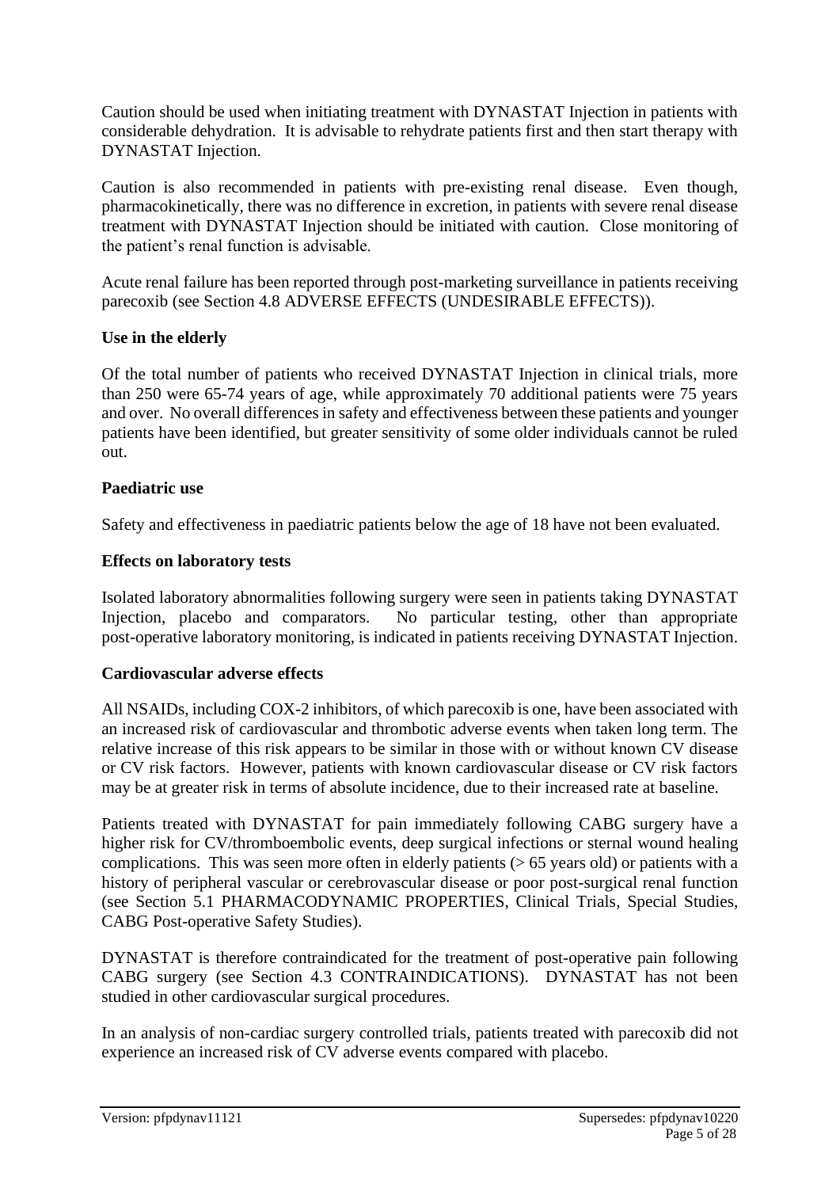Caution should be used when initiating treatment with DYNASTAT Injection in patients with considerable dehydration. It is advisable to rehydrate patients first and then start therapy with DYNASTAT Injection.

Caution is also recommended in patients with pre-existing renal disease. Even though, pharmacokinetically, there was no difference in excretion, in patients with severe renal disease treatment with DYNASTAT Injection should be initiated with caution. Close monitoring of the patient's renal function is advisable.

Acute renal failure has been reported through post-marketing surveillance in patients receiving parecoxib (see Section 4.8 ADVERSE EFFECTS (UNDESIRABLE EFFECTS)).

**Use in the elderly**

Of the total number of patients who received DYNASTAT Injection in clinical trials, more than 250 were 65-74 years of age, while approximately 70 additional patients were 75 years and over. No overall differences in safety and effectiveness between these patients and younger patients have been identified, but greater sensitivity of some older individuals cannot be ruled out.

**Paediatric use**

Safety and effectiveness in paediatric patients below the age of 18 have not been evaluated.

**Effects on laboratory tests**

Isolated laboratory abnormalities following surgery were seen in patients taking DYNASTAT Injection, placebo and comparators. No particular testing, other than appropriate post-operative laboratory monitoring, is indicated in patients receiving DYNASTAT Injection.

**Cardiovascular adverse effects**

All NSAIDs, including COX-2 inhibitors, of which parecoxib is one, have been associated with an increased risk of cardiovascular and thrombotic adverse events when taken long term. The relative increase of this risk appears to be similar in those with or without known CV disease or CV risk factors. However, patients with known cardiovascular disease or CV risk factors may be at greater risk in terms of absolute incidence, due to their increased rate at baseline.

Patients treated with DYNASTAT for pain immediately following CABG surgery have a higher risk for CV/thromboembolic events, deep surgical infections or sternal wound healing complications. This was seen more often in elderly patients (> 65 years old) or patients with a history of peripheral vascular or cerebrovascular disease or poor post-surgical renal function (see Section 5.1 PHARMACODYNAMIC PROPERTIES, Clinical Trials, Special Studies, CABG Post-operative Safety Studies).

DYNASTAT is therefore contraindicated for the treatment of post-operative pain following CABG surgery (see Section 4.3 CONTRAINDICATIONS). DYNASTAT has not been studied in other cardiovascular surgical procedures.

In an analysis of non-cardiac surgery controlled trials, patients treated with parecoxib did not experience an increased risk of CV adverse events compared with placebo.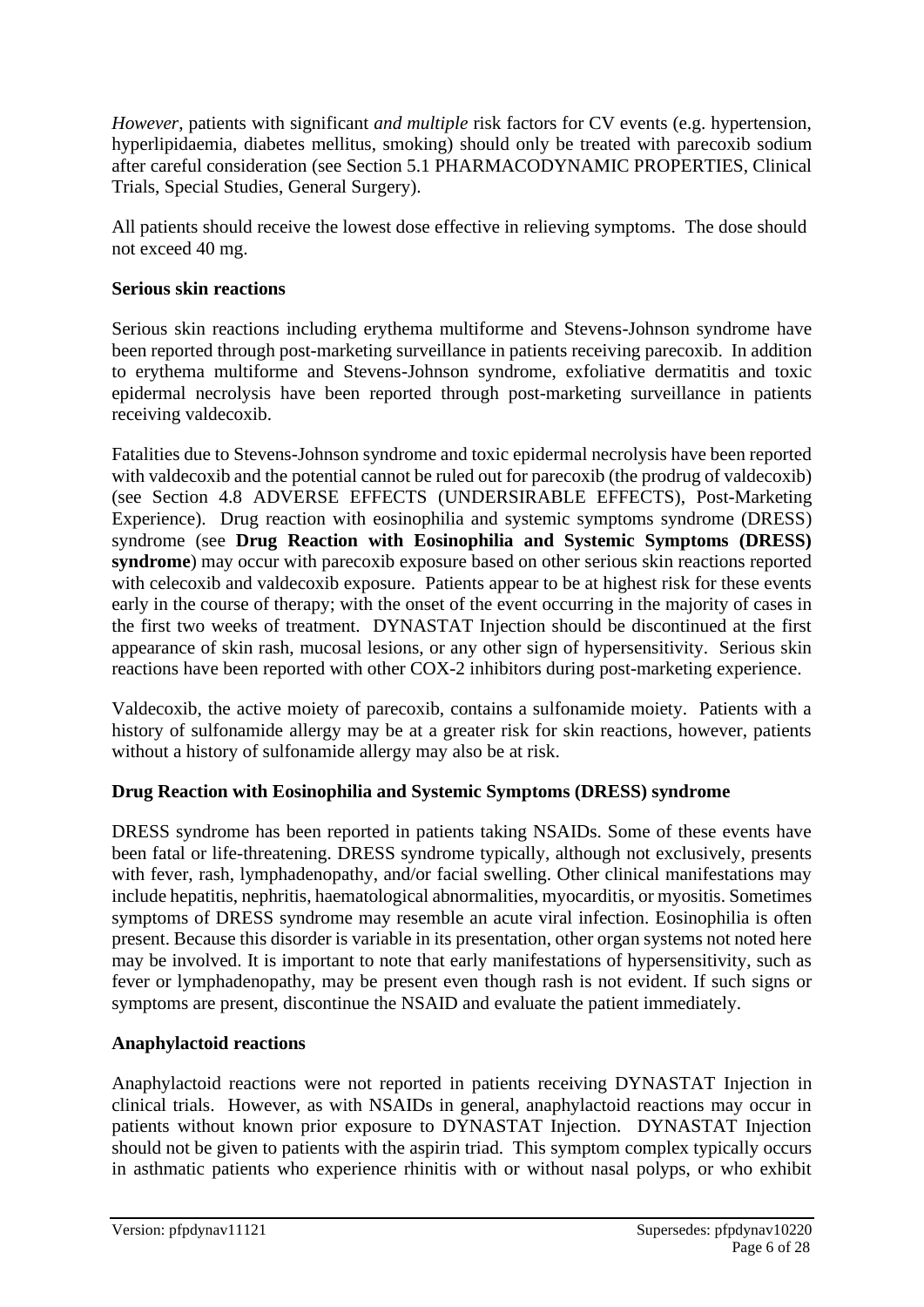*However*, patients with significant *and multiple* risk factors for CV events (e.g. hypertension, hyperlipidaemia, diabetes mellitus, smoking) should only be treated with parecoxib sodium after careful consideration (see Section 5.1 PHARMACODYNAMIC PROPERTIES, Clinical Trials, Special Studies, General Surgery).

All patients should receive the lowest dose effective in relieving symptoms. The dose should not exceed 40 mg.

**Serious skin reactions**

Serious skin reactions including erythema multiforme and Stevens-Johnson syndrome have been reported through post-marketing surveillance in patients receiving parecoxib. In addition to erythema multiforme and Stevens-Johnson syndrome, exfoliative dermatitis and toxic epidermal necrolysis have been reported through post-marketing surveillance in patients receiving valdecoxib.

Fatalities due to Stevens-Johnson syndrome and toxic epidermal necrolysis have been reported with valdecoxib and the potential cannot be ruled out for parecoxib (the prodrug of valdecoxib) (see Section 4.8 ADVERSE EFFECTS (UNDERSIRABLE EFFECTS), Post-Marketing Experience). Drug reaction with eosinophilia and systemic symptoms syndrome (DRESS) syndrome (see **Drug Reaction with Eosinophilia and Systemic Symptoms (DRESS) syndrome**) may occur with parecoxib exposure based on other serious skin reactions reported with celecoxib and valdecoxib exposure. Patients appear to be at highest risk for these events early in the course of therapy; with the onset of the event occurring in the majority of cases in the first two weeks of treatment. DYNASTAT Injection should be discontinued at the first appearance of skin rash, mucosal lesions, or any other sign of hypersensitivity. Serious skin reactions have been reported with other COX-2 inhibitors during post-marketing experience.

Valdecoxib, the active moiety of parecoxib, contains a sulfonamide moiety. Patients with a history of sulfonamide allergy may be at a greater risk for skin reactions, however, patients without a history of sulfonamide allergy may also be at risk.

**Drug Reaction with Eosinophilia and Systemic Symptoms (DRESS) syndrome**

DRESS syndrome has been reported in patients taking NSAIDs. Some of these events have been fatal or life-threatening. DRESS syndrome typically, although not exclusively, presents with fever, rash, lymphadenopathy, and/or facial swelling. Other clinical manifestations may include hepatitis, nephritis, haematological abnormalities, myocarditis, or myositis. Sometimes symptoms of DRESS syndrome may resemble an acute viral infection. Eosinophilia is often present. Because this disorder is variable in its presentation, other organ systems not noted here may be involved. It is important to note that early manifestations of hypersensitivity, such as fever or lymphadenopathy, may be present even though rash is not evident. If such signs or symptoms are present, discontinue the NSAID and evaluate the patient immediately.

**Anaphylactoid reactions**

Anaphylactoid reactions were not reported in patients receiving DYNASTAT Injection in clinical trials. However, as with NSAIDs in general, anaphylactoid reactions may occur in patients without known prior exposure to DYNASTAT Injection. DYNASTAT Injection should not be given to patients with the aspirin triad. This symptom complex typically occurs in asthmatic patients who experience rhinitis with or without nasal polyps, or who exhibit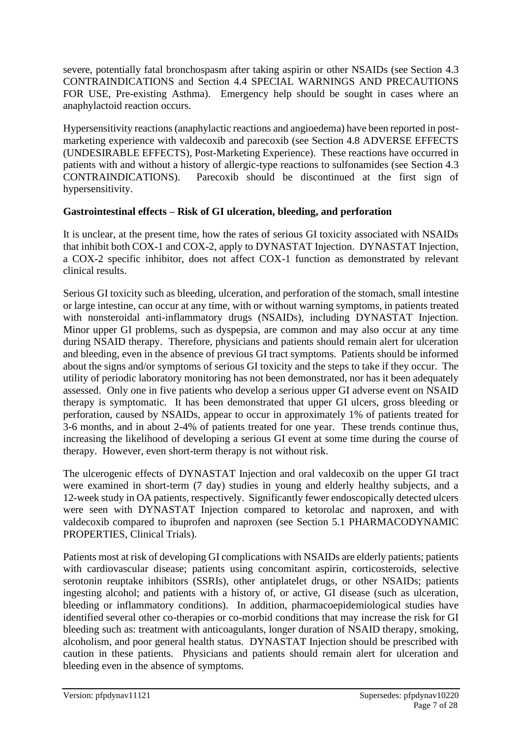severe, potentially fatal bronchospasm after taking aspirin or other NSAIDs (see Section 4.3 CONTRAINDICATIONS and Section 4.4 SPECIAL WARNINGS AND PRECAUTIONS FOR USE, Pre-existing Asthma). Emergency help should be sought in cases where an anaphylactoid reaction occurs.

Hypersensitivity reactions (anaphylactic reactions and angioedema) have been reported in post-marketing experience with valdecoxib and parecoxib (see Section 4.8 ADVERSE EFFECTS (UNDESIRABLE EFFECTS), Post-Marketing Experience). These reactions have occurred in patients with and without a history of allergic-type reactions to sulfonamides (see Section 4.3 CONTRAINDICATIONS). Parecoxib should be discontinued at the first sign of hypersensitivity.

**Gastrointestinal effects – Risk of GI ulceration, bleeding, and perforation**

It is unclear, at the present time, how the rates of serious GI toxicity associated with NSAIDs that inhibit both COX-1 and COX-2, apply to DYNASTAT Injection. DYNASTAT Injection, a COX-2 specific inhibitor, does not affect COX-1 function as demonstrated by relevant clinical results.

Serious GI toxicity such as bleeding, ulceration, and perforation of the stomach, small intestine or large intestine, can occur at any time, with or without warning symptoms, in patients treated with nonsteroidal anti-inflammatory drugs (NSAIDs), including DYNASTAT Injection. Minor upper GI problems, such as dyspepsia, are common and may also occur at any time during NSAID therapy. Therefore, physicians and patients should remain alert for ulceration and bleeding, even in the absence of previous GI tract symptoms. Patients should be informed about the signs and/or symptoms of serious GI toxicity and the steps to take if they occur. The utility of periodic laboratory monitoring has not been demonstrated, nor has it been adequately assessed. Only one in five patients who develop a serious upper GI adverse event on NSAID therapy is symptomatic. It has been demonstrated that upper GI ulcers, gross bleeding or perforation, caused by NSAIDs, appear to occur in approximately 1% of patients treated for 3-6 months, and in about 2-4% of patients treated for one year. These trends continue thus, increasing the likelihood of developing a serious GI event at some time during the course of therapy. However, even short-term therapy is not without risk.

The ulcerogenic effects of DYNASTAT Injection and oral valdecoxib on the upper GI tract were examined in short-term (7 day) studies in young and elderly healthy subjects, and a 12-week study in OA patients, respectively. Significantly fewer endoscopically detected ulcers were seen with DYNASTAT Injection compared to ketorolac and naproxen, and with valdecoxib compared to ibuprofen and naproxen (see Section 5.1 PHARMACODYNAMIC PROPERTIES, Clinical Trials).

Patients most at risk of developing GI complications with NSAIDs are elderly patients; patients with cardiovascular disease; patients using concomitant aspirin, corticosteroids, selective serotonin reuptake inhibitors (SSRIs), other antiplatelet drugs, or other NSAIDs; patients ingesting alcohol; and patients with a history of, or active, GI disease (such as ulceration, bleeding or inflammatory conditions). In addition, pharmacoepidemiological studies have identified several other co-therapies or co-morbid conditions that may increase the risk for GI bleeding such as: treatment with anticoagulants, longer duration of NSAID therapy, smoking, alcoholism, and poor general health status. DYNASTAT Injection should be prescribed with caution in these patients. Physicians and patients should remain alert for ulceration and bleeding even in the absence of symptoms.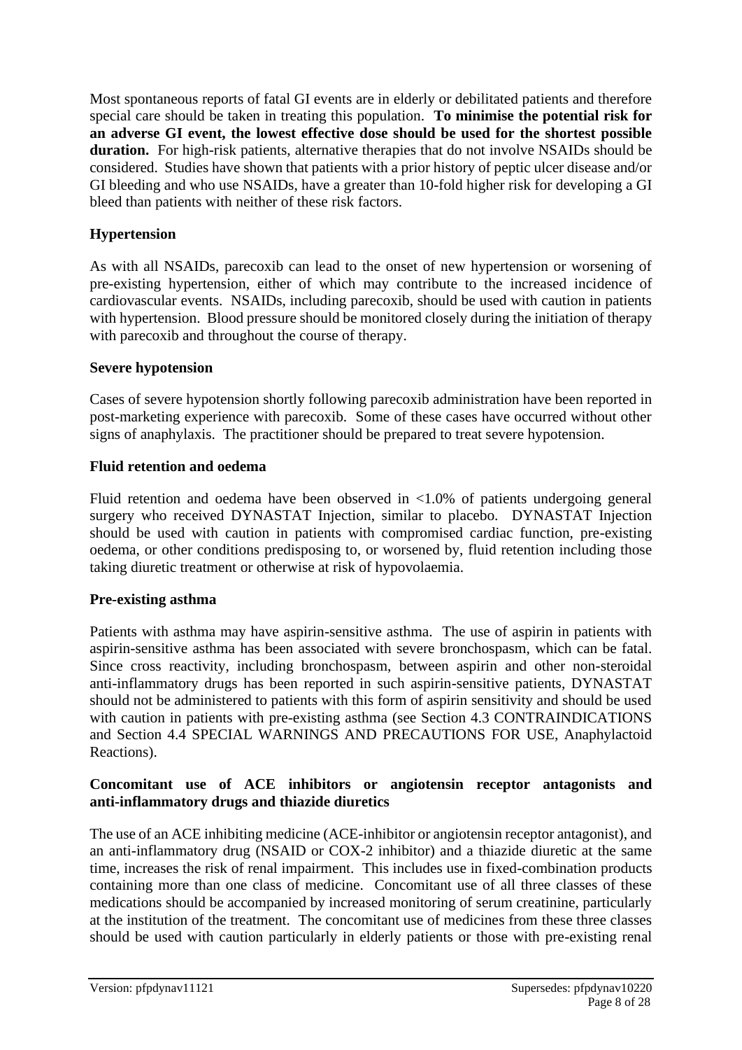Most spontaneous reports of fatal GI events are in elderly or debilitated patients and therefore special care should be taken in treating this population. **To minimise the potential risk for an adverse GI event, the lowest effective dose should be used for the shortest possible duration.** For high-risk patients, alternative therapies that do not involve NSAIDs should be considered. Studies have shown that patients with a prior history of peptic ulcer disease and/or GI bleeding and who use NSAIDs, have a greater than 10-fold higher risk for developing a GI bleed than patients with neither of these risk factors.

**Hypertension**

As with all NSAIDs, parecoxib can lead to the onset of new hypertension or worsening of pre-existing hypertension, either of which may contribute to the increased incidence of cardiovascular events. NSAIDs, including parecoxib, should be used with caution in patients with hypertension. Blood pressure should be monitored closely during the initiation of therapy with parecoxib and throughout the course of therapy.

**Severe hypotension**

Cases of severe hypotension shortly following parecoxib administration have been reported in post-marketing experience with parecoxib. Some of these cases have occurred without other signs of anaphylaxis. The practitioner should be prepared to treat severe hypotension.

**Fluid retention and oedema**

Fluid retention and oedema have been observed in <1.0% of patients undergoing general surgery who received DYNASTAT Injection, similar to placebo. DYNASTAT Injection should be used with caution in patients with compromised cardiac function, pre-existing oedema, or other conditions predisposing to, or worsened by, fluid retention including those taking diuretic treatment or otherwise at risk of hypovolaemia.

**Pre-existing asthma**

Patients with asthma may have aspirin-sensitive asthma. The use of aspirin in patients with aspirin-sensitive asthma has been associated with severe bronchospasm, which can be fatal. Since cross reactivity, including bronchospasm, between aspirin and other non-steroidal anti-inflammatory drugs has been reported in such aspirin-sensitive patients, DYNASTAT should not be administered to patients with this form of aspirin sensitivity and should be used with caution in patients with pre-existing asthma (see Section 4.3 CONTRAINDICATIONS and Section 4.4 SPECIAL WARNINGS AND PRECAUTIONS FOR USE, Anaphylactoid Reactions).

**Concomitant use of ACE inhibitors or angiotensin receptor antagonists and anti-inflammatory drugs and thiazide diuretics**

The use of an ACE inhibiting medicine (ACE-inhibitor or angiotensin receptor antagonist), and an anti-inflammatory drug (NSAID or COX-2 inhibitor) and a thiazide diuretic at the same time, increases the risk of renal impairment. This includes use in fixed-combination products containing more than one class of medicine. Concomitant use of all three classes of these medications should be accompanied by increased monitoring of serum creatinine, particularly at the institution of the treatment. The concomitant use of medicines from these three classes should be used with caution particularly in elderly patients or those with pre-existing renal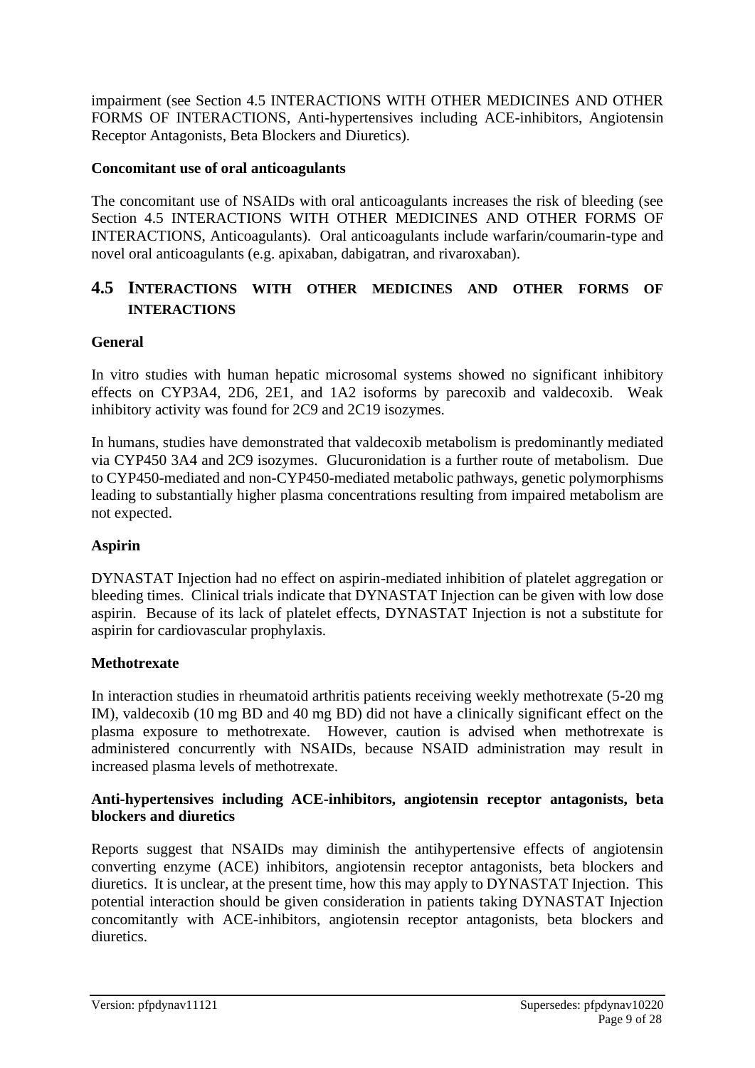impairment (see Section 4.5 INTERACTIONS WITH OTHER MEDICINES AND OTHER FORMS OF INTERACTIONS, Anti-hypertensives including ACE-inhibitors, Angiotensin Receptor Antagonists, Beta Blockers and Diuretics).

**Concomitant use of oral anticoagulants**

The concomitant use of NSAIDs with oral anticoagulants increases the risk of bleeding (see Section 4.5 INTERACTIONS WITH OTHER MEDICINES AND OTHER FORMS OF INTERACTIONS, Anticoagulants). Oral anticoagulants include warfarin/coumarin-type and novel oral anticoagulants (e.g. apixaban, dabigatran, and rivaroxaban).

## 4.5 INTERACTIONS WITH OTHER MEDICINES AND OTHER FORMS OF INTERACTIONS

**General**

In vitro studies with human hepatic microsomal systems showed no significant inhibitory effects on CYP3A4, 2D6, 2E1, and 1A2 isoforms by parecoxib and valdecoxib. Weak inhibitory activity was found for 2C9 and 2C19 isozymes.

In humans, studies have demonstrated that valdecoxib metabolism is predominantly mediated via CYP450 3A4 and 2C9 isozymes. Glucuronidation is a further route of metabolism. Due to CYP450-mediated and non-CYP450-mediated metabolic pathways, genetic polymorphisms leading to substantially higher plasma concentrations resulting from impaired metabolism are not expected.

**Aspirin**

DYNASTAT Injection had no effect on aspirin-mediated inhibition of platelet aggregation or bleeding times. Clinical trials indicate that DYNASTAT Injection can be given with low dose aspirin. Because of its lack of platelet effects, DYNASTAT Injection is not a substitute for aspirin for cardiovascular prophylaxis.

**Methotrexate**

In interaction studies in rheumatoid arthritis patients receiving weekly methotrexate (5-20 mg IM), valdecoxib (10 mg BD and 40 mg BD) did not have a clinically significant effect on the plasma exposure to methotrexate. However, caution is advised when methotrexate is administered concurrently with NSAIDs, because NSAID administration may result in increased plasma levels of methotrexate.

**Anti-hypertensives including ACE-inhibitors, angiotensin receptor antagonists, beta blockers and diuretics**

Reports suggest that NSAIDs may diminish the antihypertensive effects of angiotensin converting enzyme (ACE) inhibitors, angiotensin receptor antagonists, beta blockers and diuretics. It is unclear, at the present time, how this may apply to DYNASTAT Injection. This potential interaction should be given consideration in patients taking DYNASTAT Injection concomitantly with ACE-inhibitors, angiotensin receptor antagonists, beta blockers and diuretics.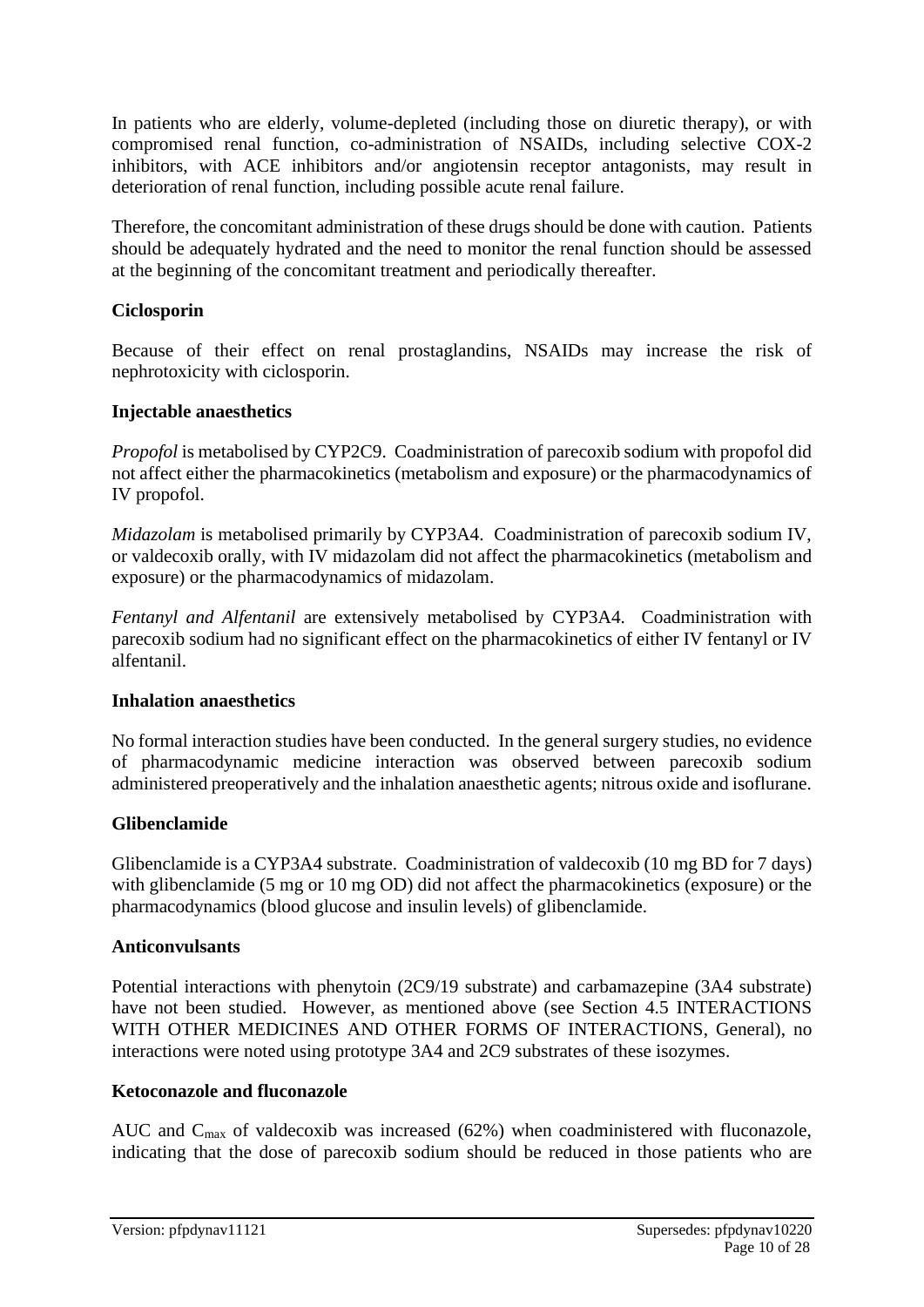In patients who are elderly, volume-depleted (including those on diuretic therapy), or with compromised renal function, co-administration of NSAIDs, including selective COX-2 inhibitors, with ACE inhibitors and/or angiotensin receptor antagonists, may result in deterioration of renal function, including possible acute renal failure.

Therefore, the concomitant administration of these drugs should be done with caution. Patients should be adequately hydrated and the need to monitor the renal function should be assessed at the beginning of the concomitant treatment and periodically thereafter.

**Ciclosporin**

Because of their effect on renal prostaglandins, NSAIDs may increase the risk of nephrotoxicity with ciclosporin.

**Injectable anaesthetics**

*Propofol* is metabolised by CYP2C9. Coadministration of parecoxib sodium with propofol did not affect either the pharmacokinetics (metabolism and exposure) or the pharmacodynamics of IV propofol.

*Midazolam* is metabolised primarily by CYP3A4. Coadministration of parecoxib sodium IV, or valdecoxib orally, with IV midazolam did not affect the pharmacokinetics (metabolism and exposure) or the pharmacodynamics of midazolam.

*Fentanyl and Alfentanil* are extensively metabolised by CYP3A4. Coadministration with parecoxib sodium had no significant effect on the pharmacokinetics of either IV fentanyl or IV alfentanil.

**Inhalation anaesthetics**

No formal interaction studies have been conducted. In the general surgery studies, no evidence of pharmacodynamic medicine interaction was observed between parecoxib sodium administered preoperatively and the inhalation anaesthetic agents; nitrous oxide and isoflurane.

**Glibenclamide**

Glibenclamide is a CYP3A4 substrate. Coadministration of valdecoxib (10 mg BD for 7 days) with glibenclamide (5 mg or 10 mg OD) did not affect the pharmacokinetics (exposure) or the pharmacodynamics (blood glucose and insulin levels) of glibenclamide.

**Anticonvulsants**

Potential interactions with phenytoin (2C9/19 substrate) and carbamazepine (3A4 substrate) have not been studied. However, as mentioned above (see Section 4.5 INTERACTIONS WITH OTHER MEDICINES AND OTHER FORMS OF INTERACTIONS, General), no interactions were noted using prototype 3A4 and 2C9 substrates of these isozymes.

**Ketoconazole and fluconazole**

AUC and $C_{max}$ of valdecoxib was increased (62%) when coadministered with fluconazole, indicating that the dose of parecoxib sodium should be reduced in those patients who are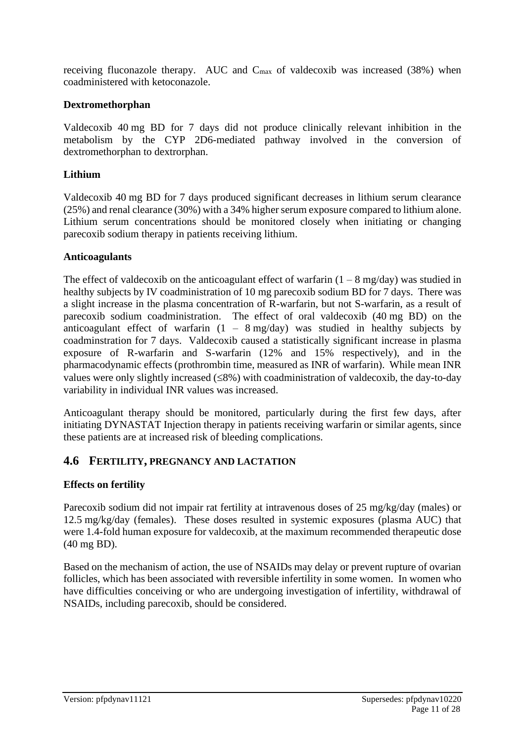receiving fluconazole therapy. AUC and $C_{max}$ of valdecoxib was increased (38%) when coadministered with ketoconazole.

**Dextromethorphan**

Valdecoxib 40 mg BD for 7 days did not produce clinically relevant inhibition in the metabolism by the CYP 2D6-mediated pathway involved in the conversion of dextromethorphan to dextrorphan.

**Lithium**

Valdecoxib 40 mg BD for 7 days produced significant decreases in lithium serum clearance (25%) and renal clearance (30%) with a 34% higher serum exposure compared to lithium alone. Lithium serum concentrations should be monitored closely when initiating or changing parecoxib sodium therapy in patients receiving lithium.

**Anticoagulants**

The effect of valdecoxib on the anticoagulant effect of warfarin (1 – 8 mg/day) was studied in healthy subjects by IV coadministration of 10 mg parecoxib sodium BD for 7 days. There was a slight increase in the plasma concentration of R-warfarin, but not S-warfarin, as a result of parecoxib sodium coadministration. The effect of oral valdecoxib (40 mg BD) on the anticoagulant effect of warfarin (1 – 8 mg/day) was studied in healthy subjects by coadminstration for 7 days. Valdecoxib caused a statistically significant increase in plasma exposure of R-warfarin and S-warfarin (12% and 15% respectively), and in the pharmacodynamic effects (prothrombin time, measured as INR of warfarin). While mean INR values were only slightly increased (≤8%) with coadministration of valdecoxib, the day-to-day variability in individual INR values was increased.

Anticoagulant therapy should be monitored, particularly during the first few days, after initiating DYNASTAT Injection therapy in patients receiving warfarin or similar agents, since these patients are at increased risk of bleeding complications.

## 4.6 FERTILITY, PREGNANCY AND LACTATION

**Effects on fertility**

Parecoxib sodium did not impair rat fertility at intravenous doses of 25 mg/kg/day (males) or 12.5 mg/kg/day (females). These doses resulted in systemic exposures (plasma AUC) that were 1.4-fold human exposure for valdecoxib, at the maximum recommended therapeutic dose (40 mg BD).

Based on the mechanism of action, the use of NSAIDs may delay or prevent rupture of ovarian follicles, which has been associated with reversible infertility in some women. In women who have difficulties conceiving or who are undergoing investigation of infertility, withdrawal of NSAIDs, including parecoxib, should be considered.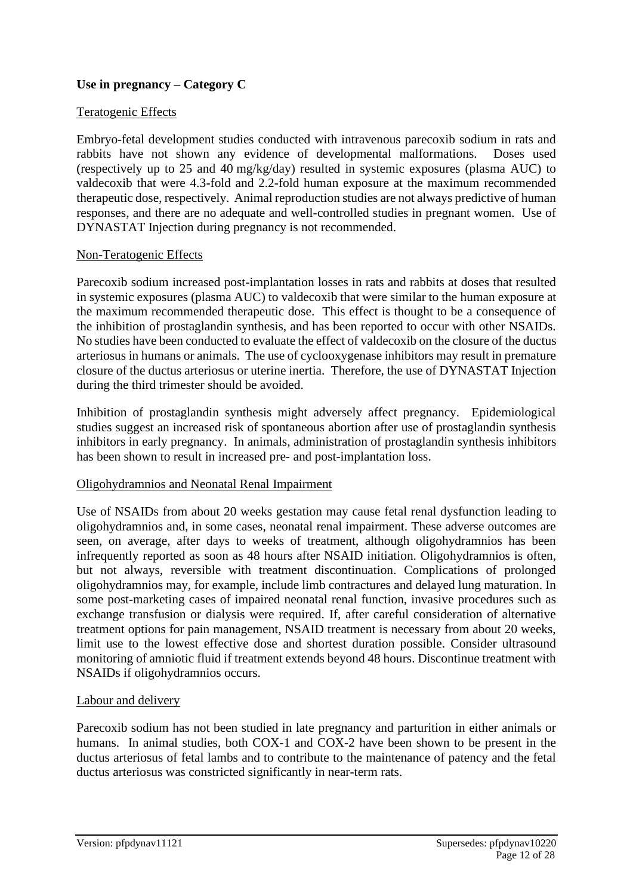### Use in pregnancy – Category C

Teratogenic Effects

Embryo-fetal development studies conducted with intravenous parecoxib sodium in rats and rabbits have not shown any evidence of developmental malformations. Doses used (respectively up to 25 and 40 mg/kg/day) resulted in systemic exposures (plasma AUC) to valdecoxib that were 4.3-fold and 2.2-fold human exposure at the maximum recommended therapeutic dose, respectively. Animal reproduction studies are not always predictive of human responses, and there are no adequate and well-controlled studies in pregnant women. Use of DYNASTAT Injection during pregnancy is not recommended.

Non-Teratogenic Effects

Parecoxib sodium increased post-implantation losses in rats and rabbits at doses that resulted in systemic exposures (plasma AUC) to valdecoxib that were similar to the human exposure at the maximum recommended therapeutic dose. This effect is thought to be a consequence of the inhibition of prostaglandin synthesis, and has been reported to occur with other NSAIDs. No studies have been conducted to evaluate the effect of valdecoxib on the closure of the ductus arteriosus in humans or animals. The use of cyclooxygenase inhibitors may result in premature closure of the ductus arteriosus or uterine inertia. Therefore, the use of DYNASTAT Injection during the third trimester should be avoided.

Inhibition of prostaglandin synthesis might adversely affect pregnancy. Epidemiological studies suggest an increased risk of spontaneous abortion after use of prostaglandin synthesis inhibitors in early pregnancy. In animals, administration of prostaglandin synthesis inhibitors has been shown to result in increased pre- and post-implantation loss.

Oligohydramnios and Neonatal Renal Impairment

Use of NSAIDs from about 20 weeks gestation may cause fetal renal dysfunction leading to oligohydramnios and, in some cases, neonatal renal impairment. These adverse outcomes are seen, on average, after days to weeks of treatment, although oligohydramnios has been infrequently reported as soon as 48 hours after NSAID initiation. Oligohydramnios is often, but not always, reversible with treatment discontinuation. Complications of prolonged oligohydramnios may, for example, include limb contractures and delayed lung maturation. In some post-marketing cases of impaired neonatal renal function, invasive procedures such as exchange transfusion or dialysis were required. If, after careful consideration of alternative treatment options for pain management, NSAID treatment is necessary from about 20 weeks, limit use to the lowest effective dose and shortest duration possible. Consider ultrasound monitoring of amniotic fluid if treatment extends beyond 48 hours. Discontinue treatment with NSAIDs if oligohydramnios occurs.

Labour and delivery

Parecoxib sodium has not been studied in late pregnancy and parturition in either animals or humans. In animal studies, both COX-1 and COX-2 have been shown to be present in the ductus arteriosus of fetal lambs and to contribute to the maintenance of patency and the fetal ductus arteriosus was constricted significantly in near-term rats.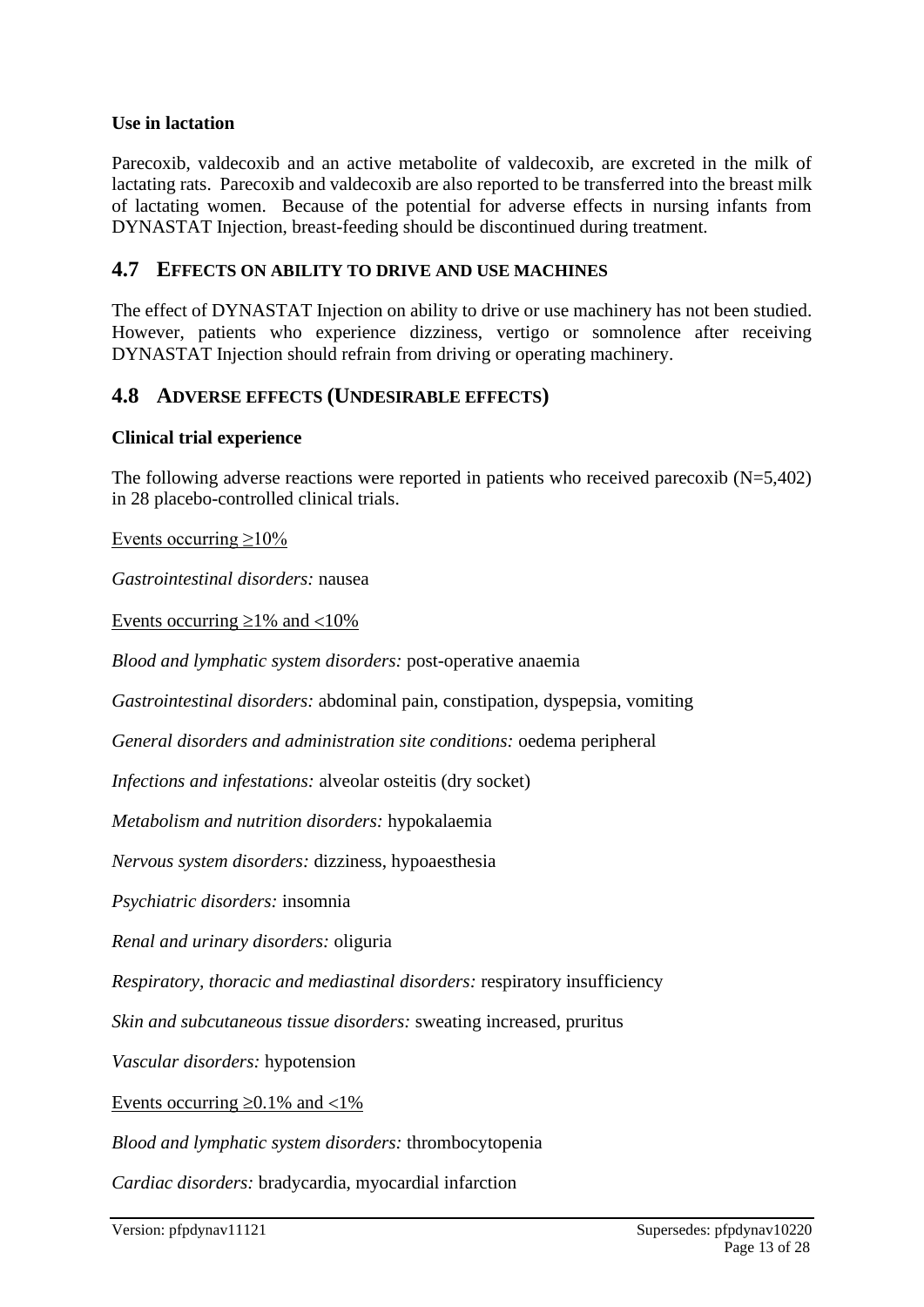**Use in lactation**

Parecoxib, valdecoxib and an active metabolite of valdecoxib, are excreted in the milk of lactating rats. Parecoxib and valdecoxib are also reported to be transferred into the breast milk of lactating women. Because of the potential for adverse effects in nursing infants from DYNASTAT Injection, breast-feeding should be discontinued during treatment.

## 4.7 EFFECTS ON ABILITY TO DRIVE AND USE MACHINES

The effect of DYNASTAT Injection on ability to drive or use machinery has not been studied. However, patients who experience dizziness, vertigo or somnolence after receiving DYNASTAT Injection should refrain from driving or operating machinery.

## 4.8 ADVERSE EFFECTS (UNDESIRABLE EFFECTS)

**Clinical trial experience**

The following adverse reactions were reported in patients who received parecoxib (N=5,402) in 28 placebo-controlled clinical trials.

Events occurring ≥10%

*Gastrointestinal disorders:* nausea

Events occurring ≥1% and <10%

*Blood and lymphatic system disorders:* post-operative anaemia

*Gastrointestinal disorders:* abdominal pain, constipation, dyspepsia, vomiting

*General disorders and administration site conditions:* oedema peripheral

*Infections and infestations:* alveolar osteitis (dry socket)

*Metabolism and nutrition disorders:* hypokalaemia

*Nervous system disorders:* dizziness, hypoaesthesia

*Psychiatric disorders:* insomnia

*Renal and urinary disorders:* oliguria

*Respiratory, thoracic and mediastinal disorders:* respiratory insufficiency

*Skin and subcutaneous tissue disorders:* sweating increased, pruritus

*Vascular disorders:* hypotension

Events occurring ≥0.1% and <1%

*Blood and lymphatic system disorders:* thrombocytopenia

*Cardiac disorders:* bradycardia, myocardial infarction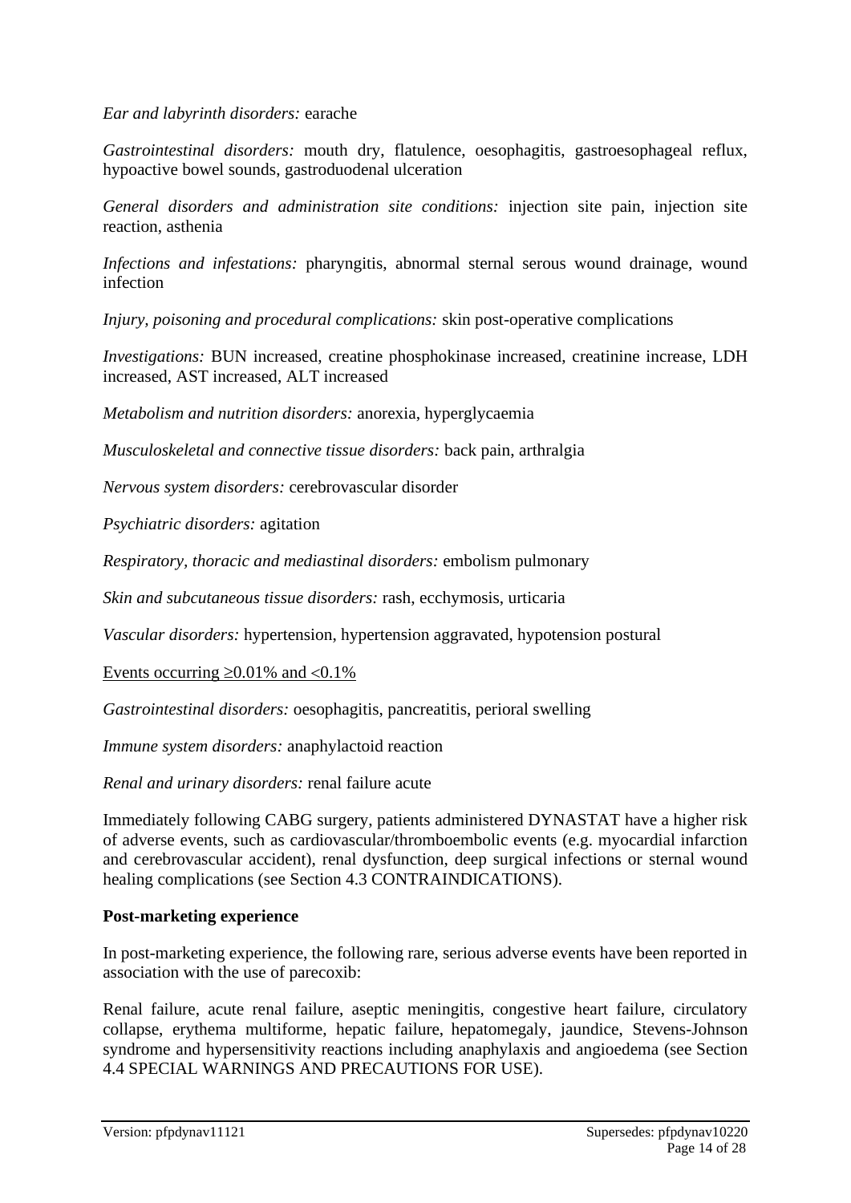*Ear and labyrinth disorders:* earache

*Gastrointestinal disorders:* mouth dry, flatulence, oesophagitis, gastroesophageal reflux, hypoactive bowel sounds, gastroduodenal ulceration

*General disorders and administration site conditions:* injection site pain, injection site reaction, asthenia

*Infections and infestations:* pharyngitis, abnormal sternal serous wound drainage, wound infection

*Injury, poisoning and procedural complications:* skin post-operative complications

*Investigations:* BUN increased, creatine phosphokinase increased, creatinine increase, LDH increased, AST increased, ALT increased

*Metabolism and nutrition disorders:* anorexia, hyperglycaemia

*Musculoskeletal and connective tissue disorders:* back pain, arthralgia

*Nervous system disorders:* cerebrovascular disorder

*Psychiatric disorders:* agitation

*Respiratory, thoracic and mediastinal disorders:* embolism pulmonary

*Skin and subcutaneous tissue disorders:* rash, ecchymosis, urticaria

*Vascular disorders:* hypertension, hypertension aggravated, hypotension postural

Events occurring ≥0.01% and <0.1%

*Gastrointestinal disorders:* oesophagitis, pancreatitis, perioral swelling

*Immune system disorders:* anaphylactoid reaction

*Renal and urinary disorders:* renal failure acute

Immediately following CABG surgery, patients administered DYNASTAT have a higher risk of adverse events, such as cardiovascular/thromboembolic events (e.g. myocardial infarction and cerebrovascular accident), renal dysfunction, deep surgical infections or sternal wound healing complications (see Section 4.3 CONTRAINDICATIONS).

**Post-marketing experience**

In post-marketing experience, the following rare, serious adverse events have been reported in association with the use of parecoxib:

Renal failure, acute renal failure, aseptic meningitis, congestive heart failure, circulatory collapse, erythema multiforme, hepatic failure, hepatomegaly, jaundice, Stevens-Johnson syndrome and hypersensitivity reactions including anaphylaxis and angioedema (see Section 4.4 SPECIAL WARNINGS AND PRECAUTIONS FOR USE).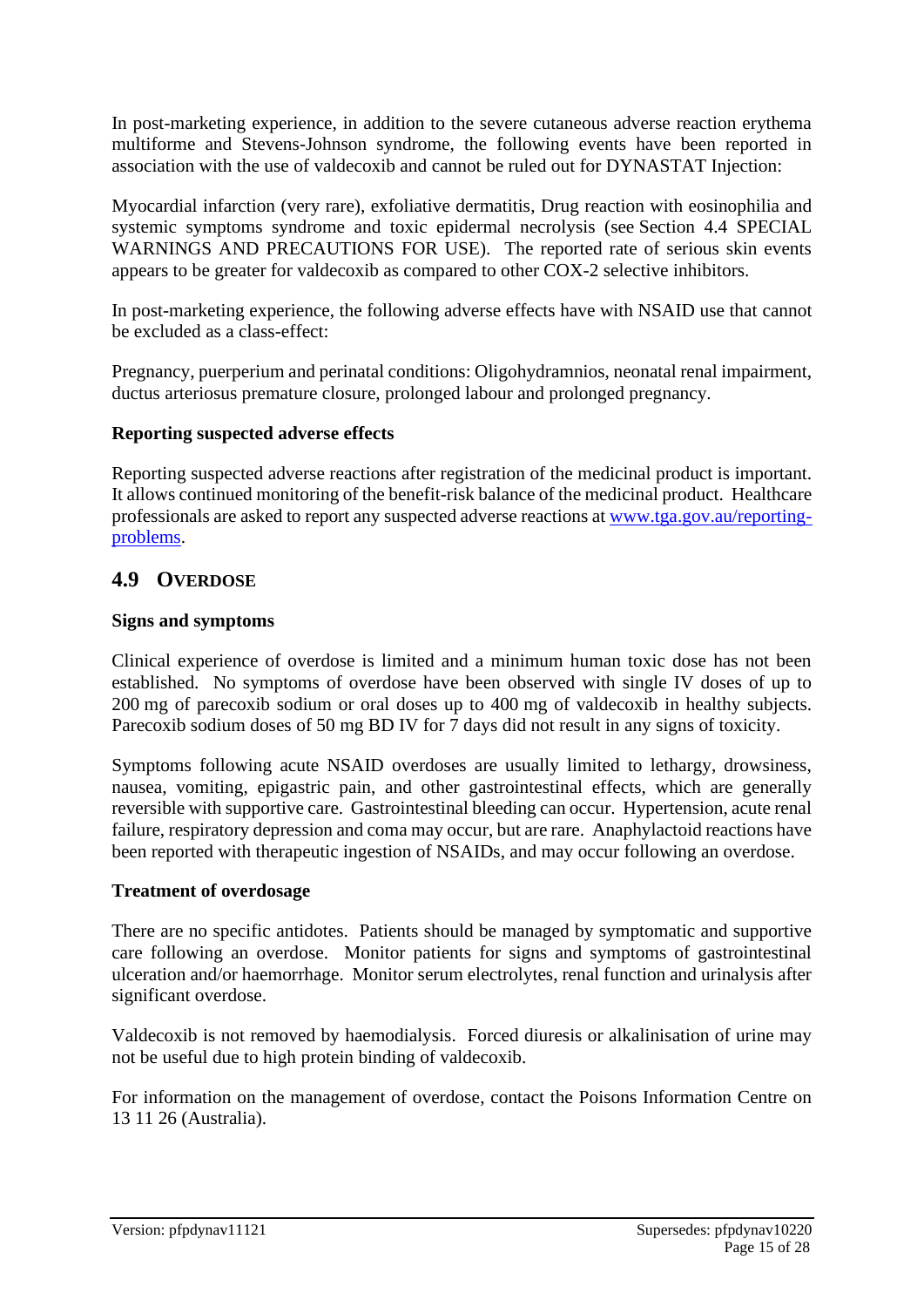In post-marketing experience, in addition to the severe cutaneous adverse reaction erythema multiforme and Stevens-Johnson syndrome, the following events have been reported in association with the use of valdecoxib and cannot be ruled out for DYNASTAT Injection:

Myocardial infarction (very rare), exfoliative dermatitis, Drug reaction with eosinophilia and systemic symptoms syndrome and toxic epidermal necrolysis (see Section 4.4 SPECIAL WARNINGS AND PRECAUTIONS FOR USE). The reported rate of serious skin events appears to be greater for valdecoxib as compared to other COX-2 selective inhibitors.

In post-marketing experience, the following adverse effects have with NSAID use that cannot be excluded as a class-effect:

Pregnancy, puerperium and perinatal conditions: Oligohydramnios, neonatal renal impairment, ductus arteriosus premature closure, prolonged labour and prolonged pregnancy.

**Reporting suspected adverse effects**

Reporting suspected adverse reactions after registration of the medicinal product is important. It allows continued monitoring of the benefit-risk balance of the medicinal product. Healthcare professionals are asked to report any suspected adverse reactions at www.tga.gov.au/reporting-problems.

## 4.9 Overdose

**Signs and symptoms**

Clinical experience of overdose is limited and a minimum human toxic dose has not been established. No symptoms of overdose have been observed with single IV doses of up to 200 mg of parecoxib sodium or oral doses up to 400 mg of valdecoxib in healthy subjects. Parecoxib sodium doses of 50 mg BD IV for 7 days did not result in any signs of toxicity.

Symptoms following acute NSAID overdoses are usually limited to lethargy, drowsiness, nausea, vomiting, epigastric pain, and other gastrointestinal effects, which are generally reversible with supportive care. Gastrointestinal bleeding can occur. Hypertension, acute renal failure, respiratory depression and coma may occur, but are rare. Anaphylactoid reactions have been reported with therapeutic ingestion of NSAIDs, and may occur following an overdose.

**Treatment of overdosage**

There are no specific antidotes. Patients should be managed by symptomatic and supportive care following an overdose. Monitor patients for signs and symptoms of gastrointestinal ulceration and/or haemorrhage. Monitor serum electrolytes, renal function and urinalysis after significant overdose.

Valdecoxib is not removed by haemodialysis. Forced diuresis or alkalinisation of urine may not be useful due to high protein binding of valdecoxib.

For information on the management of overdose, contact the Poisons Information Centre on 13 11 26 (Australia).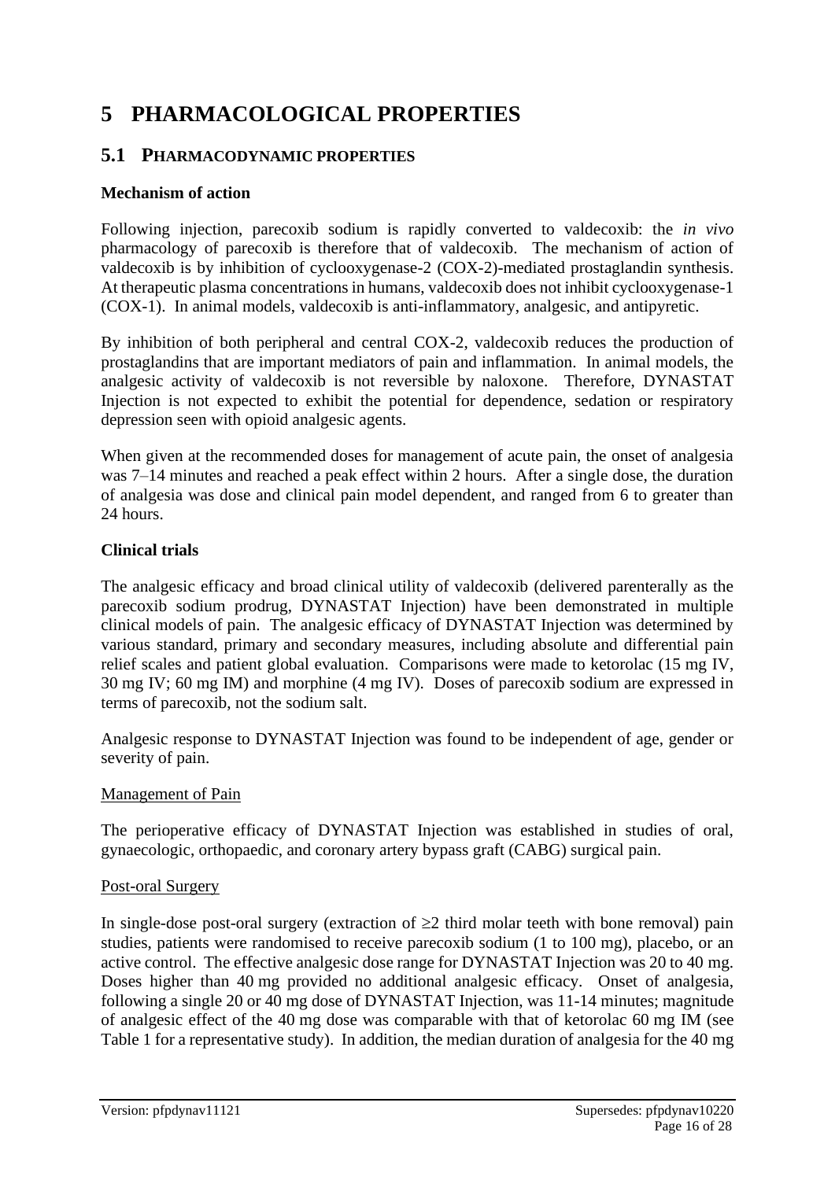# 5 PHARMACOLOGICAL PROPERTIES

## 5.1 PHARMACODYNAMIC PROPERTIES

### Mechanism of action

Following injection, parecoxib sodium is rapidly converted to valdecoxib: the *in vivo* pharmacology of parecoxib is therefore that of valdecoxib. The mechanism of action of valdecoxib is by inhibition of cyclooxygenase-2 (COX-2)-mediated prostaglandin synthesis. At therapeutic plasma concentrations in humans, valdecoxib does not inhibit cyclooxygenase-1 (COX-1). In animal models, valdecoxib is anti-inflammatory, analgesic, and antipyretic.

By inhibition of both peripheral and central COX-2, valdecoxib reduces the production of prostaglandins that are important mediators of pain and inflammation. In animal models, the analgesic activity of valdecoxib is not reversible by naloxone. Therefore, DYNASTAT Injection is not expected to exhibit the potential for dependence, sedation or respiratory depression seen with opioid analgesic agents.

When given at the recommended doses for management of acute pain, the onset of analgesia was 7–14 minutes and reached a peak effect within 2 hours. After a single dose, the duration of analgesia was dose and clinical pain model dependent, and ranged from 6 to greater than 24 hours.

### Clinical trials

The analgesic efficacy and broad clinical utility of valdecoxib (delivered parenterally as the parecoxib sodium prodrug, DYNASTAT Injection) have been demonstrated in multiple clinical models of pain. The analgesic efficacy of DYNASTAT Injection was determined by various standard, primary and secondary measures, including absolute and differential pain relief scales and patient global evaluation. Comparisons were made to ketorolac (15 mg IV, 30 mg IV; 60 mg IM) and morphine (4 mg IV). Doses of parecoxib sodium are expressed in terms of parecoxib, not the sodium salt.

Analgesic response to DYNASTAT Injection was found to be independent of age, gender or severity of pain.

<u>Management of Pain</u>

The perioperative efficacy of DYNASTAT Injection was established in studies of oral, gynaecologic, orthopaedic, and coronary artery bypass graft (CABG) surgical pain.

<u>Post-oral Surgery</u>

In single-dose post-oral surgery (extraction of ≥2 third molar teeth with bone removal) pain studies, patients were randomised to receive parecoxib sodium (1 to 100 mg), placebo, or an active control. The effective analgesic dose range for DYNASTAT Injection was 20 to 40 mg. Doses higher than 40 mg provided no additional analgesic efficacy. Onset of analgesia, following a single 20 or 40 mg dose of DYNASTAT Injection, was 11-14 minutes; magnitude of analgesic effect of the 40 mg dose was comparable with that of ketorolac 60 mg IM (see Table 1 for a representative study). In addition, the median duration of analgesia for the 40 mg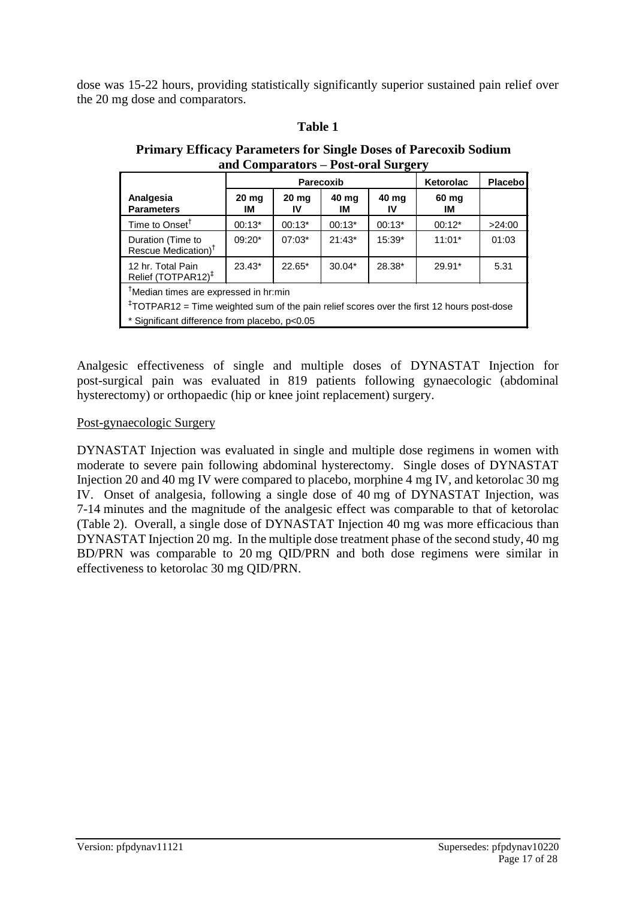dose was 15-22 hours, providing statistically significantly superior sustained pain relief over the 20 mg dose and comparators.

**Table 1**

**Primary Efficacy Parameters for Single Doses of Parecoxib Sodium and Comparators – Post-oral Surgery**

| | Parecoxib | | | | Ketorolac | Placebo |
|---|---|---|---|---|---|---|
| **Analgesia Parameters** | **20 mg IM** | **20 mg IV** | **40 mg IM** | **40 mg IV** | **60 mg IM** | |
| Time to Onset† | 00:13* | 00:13* | 00:13* | 00:13* | 00:12* | >24:00 |
| Duration (Time to Rescue Medication)† | 09:20* | 07:03* | 21:43* | 15:39* | 11:01* | 01:03 |
| 12 hr. Total Pain Relief (TOTPAR12)‡ | 23.43* | 22.65* | 30.04* | 28.38* | 29.91* | 5.31 |

†Median times are expressed in hr:min

‡TOTPAR12 = Time weighted sum of the pain relief scores over the first 12 hours post-dose

* Significant difference from placebo, $p<0.05$

Analgesic effectiveness of single and multiple doses of DYNASTAT Injection for post-surgical pain was evaluated in 819 patients following gynaecologic (abdominal hysterectomy) or orthopaedic (hip or knee joint replacement) surgery.

<u>Post-gynaecologic Surgery</u>

DYNASTAT Injection was evaluated in single and multiple dose regimens in women with moderate to severe pain following abdominal hysterectomy. Single doses of DYNASTAT Injection 20 and 40 mg IV were compared to placebo, morphine 4 mg IV, and ketorolac 30 mg IV. Onset of analgesia, following a single dose of 40 mg of DYNASTAT Injection, was 7-14 minutes and the magnitude of the analgesic effect was comparable to that of ketorolac (Table 2). Overall, a single dose of DYNASTAT Injection 40 mg was more efficacious than DYNASTAT Injection 20 mg. In the multiple dose treatment phase of the second study, 40 mg BD/PRN was comparable to 20 mg QID/PRN and both dose regimens were similar in effectiveness to ketorolac 30 mg QID/PRN.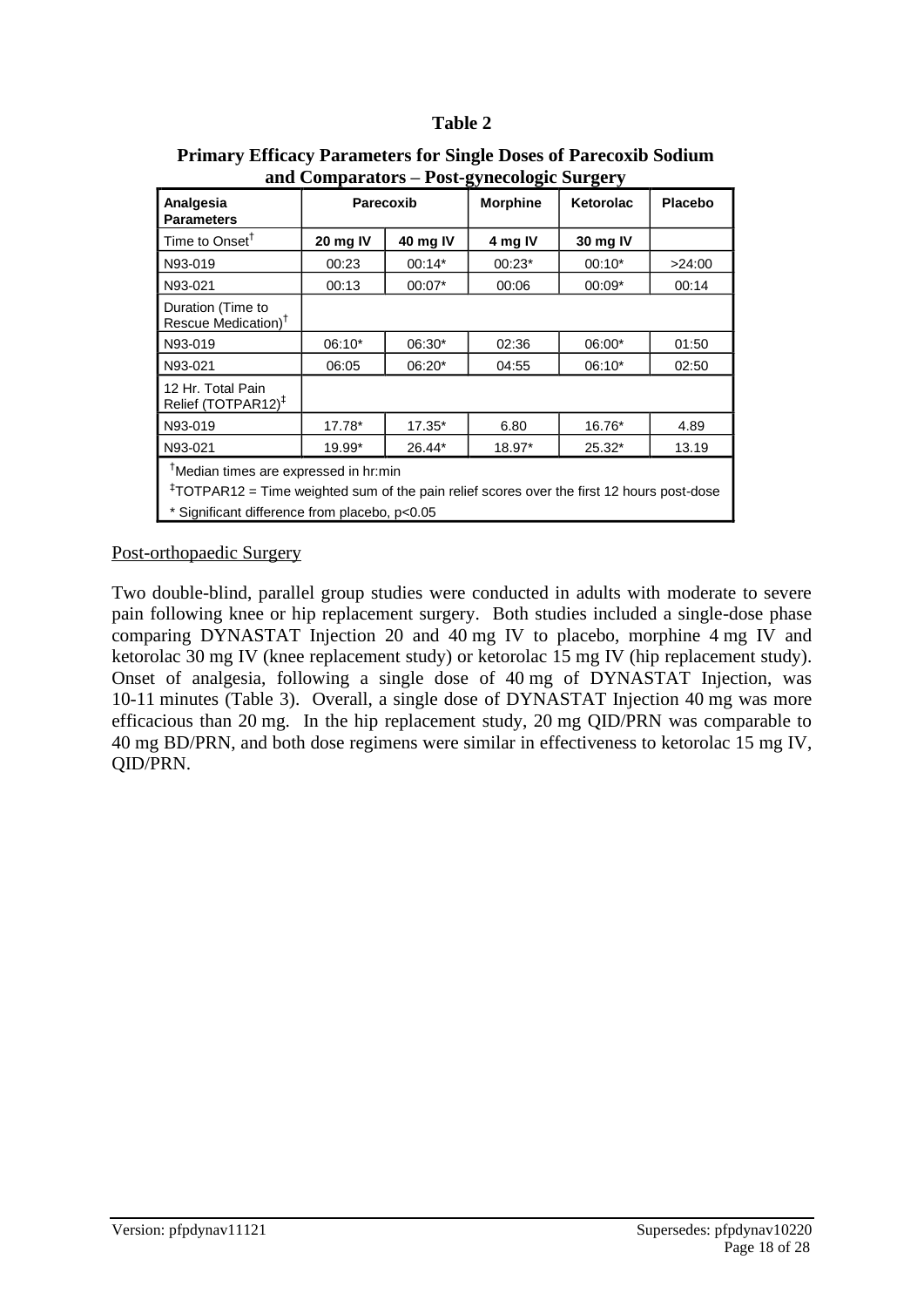**Table 2**

**Primary Efficacy Parameters for Single Doses of Parecoxib Sodium and Comparators – Post-gynecologic Surgery**

| Analgesia Parameters | Parecoxib | | Morphine | Ketorolac | Placebo |
|---|---|---|---|---|---|
| Time to Onset[†] | **20 mg IV** | **40 mg IV** | **4 mg IV** | **30 mg IV** | |
| N93-019 | 00:23 | 00:14* | 00:23* | 00:10* | >24:00 |
| N93-021 | 00:13 | 00:07* | 00:06 | 00:09* | 00:14 |
| Duration (Time to Rescue Medication)[†] | | | | | |
| N93-019 | 06:10* | 06:30* | 02:36 | 06:00* | 01:50 |
| N93-021 | 06:05 | 06:20* | 04:55 | 06:10* | 02:50 |
| 12 Hr. Total Pain Relief (TOTPAR12)[‡] | | | | | |
| N93-019 | 17.78* | 17.35* | 6.80 | 16.76* | 4.89 |
| N93-021 | 19.99* | 26.44* | 18.97* | 25.32* | 13.19 |

[†]Median times are expressed in hr:min

[‡]TOTPAR12 = Time weighted sum of the pain relief scores over the first 12 hours post-dose

* Significant difference from placebo, $p<0.05$

Post-orthopaedic Surgery

Two double-blind, parallel group studies were conducted in adults with moderate to severe pain following knee or hip replacement surgery. Both studies included a single-dose phase comparing DYNASTAT Injection 20 and 40 mg IV to placebo, morphine 4 mg IV and ketorolac 30 mg IV (knee replacement study) or ketorolac 15 mg IV (hip replacement study). Onset of analgesia, following a single dose of 40 mg of DYNASTAT Injection, was 10-11 minutes (Table 3). Overall, a single dose of DYNASTAT Injection 40 mg was more efficacious than 20 mg. In the hip replacement study, 20 mg QID/PRN was comparable to 40 mg BD/PRN, and both dose regimens were similar in effectiveness to ketorolac 15 mg IV, QID/PRN.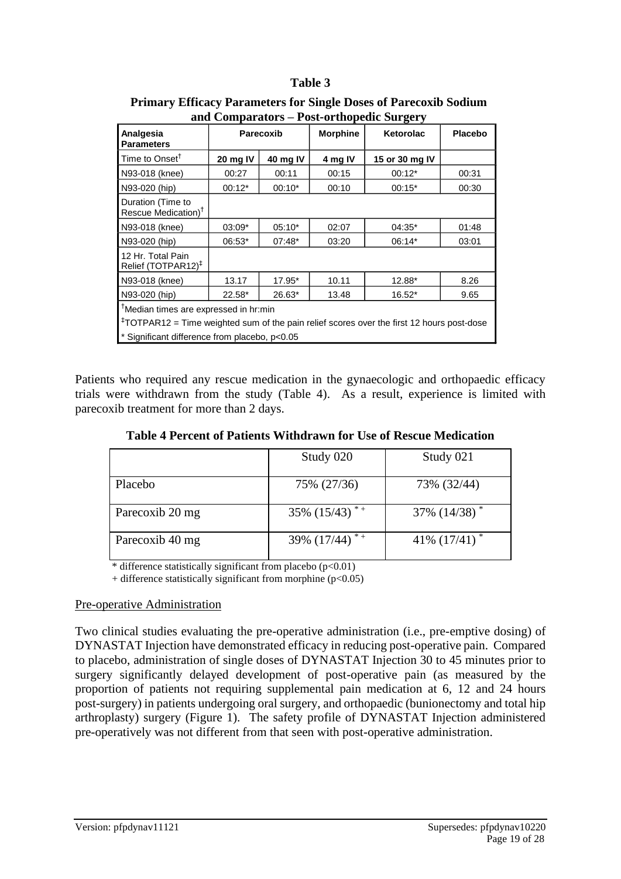**Table 3**

**Primary Efficacy Parameters for Single Doses of Parecoxib Sodium and Comparators – Post-orthopedic Surgery**

| Analgesia Parameters | Parecoxib | | Morphine | Ketorolac | Placebo |
|---|---|---|---|---|---|
| Time to Onset[†] | **20 mg IV** | **40 mg IV** | **4 mg IV** | **15 or 30 mg IV** | |
| N93-018 (knee) | 00:27 | 00:11 | 00:15 | 00:12* | 00:31 |
| N93-020 (hip) | 00:12* | 00:10* | 00:10 | 00:15* | 00:30 |
| Duration (Time to Rescue Medication)[†] | | | | | |
| N93-018 (knee) | 03:09* | 05:10* | 02:07 | 04:35* | 01:48 |
| N93-020 (hip) | 06:53* | 07:48* | 03:20 | 06:14* | 03:01 |
| 12 Hr. Total Pain Relief (TOTPAR12)[‡] | | | | | |
| N93-018 (knee) | 13.17 | 17.95* | 10.11 | 12.88* | 8.26 |
| N93-020 (hip) | 22.58* | 26.63* | 13.48 | 16.52* | 9.65 |

[†]Median times are expressed in hr:min

[‡]TOTPAR12 = Time weighted sum of the pain relief scores over the first 12 hours post-dose

* Significant difference from placebo, $p<0.05$

Patients who required any rescue medication in the gynaecologic and orthopaedic efficacy trials were withdrawn from the study (Table 4). As a result, experience is limited with parecoxib treatment for more than 2 days.

**Table 4 Percent of Patients Withdrawn for Use of Rescue Medication**

| | Study 020 | Study 021 |
|---|---|---|
| Placebo | 75% (27/36) | 73% (32/44) |
| Parecoxib 20 mg | 35% (15/43) * + | 37% (14/38) * |
| Parecoxib 40 mg | 39% (17/44) * + | 41% (17/41) * |

* difference statistically significant from placebo ($p<0.01$)

\+ difference statistically significant from morphine ($p<0.05$)

Pre-operative Administration

Two clinical studies evaluating the pre-operative administration (i.e., pre-emptive dosing) of DYNASTAT Injection have demonstrated efficacy in reducing post-operative pain. Compared to placebo, administration of single doses of DYNASTAT Injection 30 to 45 minutes prior to surgery significantly delayed development of post-operative pain (as measured by the proportion of patients not requiring supplemental pain medication at 6, 12 and 24 hours post-surgery) in patients undergoing oral surgery, and orthopaedic (bunionectomy and total hip arthroplasty) surgery (Figure 1). The safety profile of DYNASTAT Injection administered pre-operatively was not different from that seen with post-operative administration.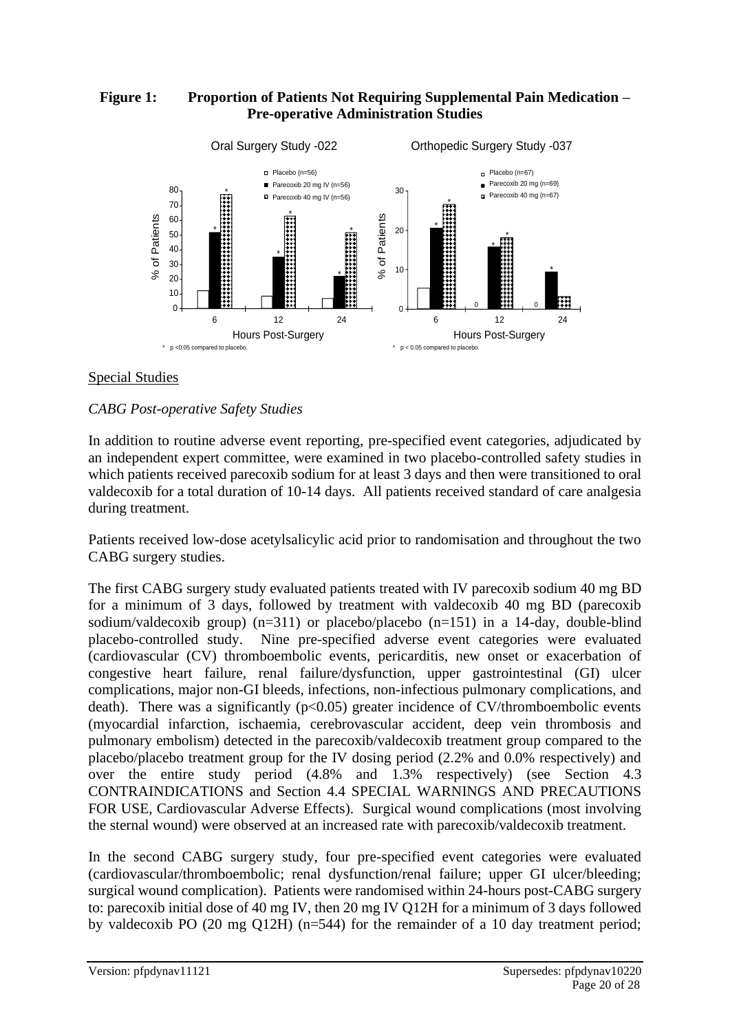**Figure 1: Proportion of Patients Not Requiring Supplemental Pain Medication – Pre-operative Administration Studies**

Special Studies

*CABG Post-operative Safety Studies*

In addition to routine adverse event reporting, pre-specified event categories, adjudicated by an independent expert committee, were examined in two placebo-controlled safety studies in which patients received parecoxib sodium for at least 3 days and then were transitioned to oral valdecoxib for a total duration of 10-14 days. All patients received standard of care analgesia during treatment.

Patients received low-dose acetylsalicylic acid prior to randomisation and throughout the two CABG surgery studies.

The first CABG surgery study evaluated patients treated with IV parecoxib sodium 40 mg BD for a minimum of 3 days, followed by treatment with valdecoxib 40 mg BD (parecoxib sodium/valdecoxib group) (n=311) or placebo/placebo (n=151) in a 14-day, double-blind placebo-controlled study. Nine pre-specified adverse event categories were evaluated (cardiovascular (CV) thromboembolic events, pericarditis, new onset or exacerbation of congestive heart failure, renal failure/dysfunction, upper gastrointestinal (GI) ulcer complications, major non-GI bleeds, infections, non-infectious pulmonary complications, and death). There was a significantly ($p<0.05$) greater incidence of CV/thromboembolic events (myocardial infarction, ischaemia, cerebrovascular accident, deep vein thrombosis and pulmonary embolism) detected in the parecoxib/valdecoxib treatment group compared to the placebo/placebo treatment group for the IV dosing period (2.2% and 0.0% respectively) and over the entire study period (4.8% and 1.3% respectively) (see Section 4.3 CONTRAINDICATIONS and Section 4.4 SPECIAL WARNINGS AND PRECAUTIONS FOR USE, Cardiovascular Adverse Effects). Surgical wound complications (most involving the sternal wound) were observed at an increased rate with parecoxib/valdecoxib treatment.

In the second CABG surgery study, four pre-specified event categories were evaluated (cardiovascular/thromboembolic; renal dysfunction/renal failure; upper GI ulcer/bleeding; surgical wound complication). Patients were randomised within 24-hours post-CABG surgery to: parecoxib initial dose of 40 mg IV, then 20 mg IV Q12H for a minimum of 3 days followed by valdecoxib PO (20 mg Q12H) (n=544) for the remainder of a 10 day treatment period;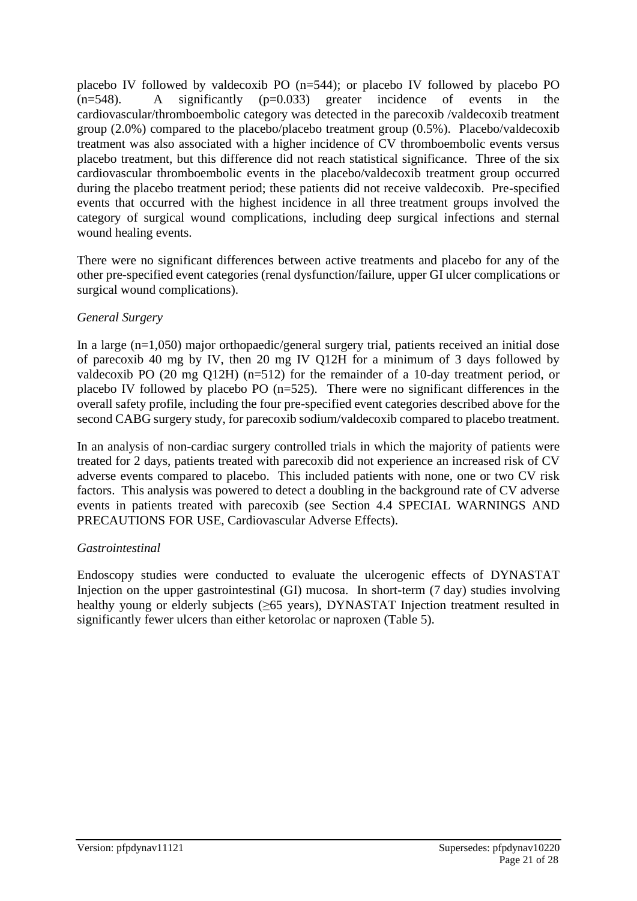placebo IV followed by valdecoxib PO (n=544); or placebo IV followed by placebo PO (n=548). A significantly (p=0.033) greater incidence of events in the cardiovascular/thromboembolic category was detected in the parecoxib /valdecoxib treatment group (2.0%) compared to the placebo/placebo treatment group (0.5%). Placebo/valdecoxib treatment was also associated with a higher incidence of CV thromboembolic events versus placebo treatment, but this difference did not reach statistical significance. Three of the six cardiovascular thromboembolic events in the placebo/valdecoxib treatment group occurred during the placebo treatment period; these patients did not receive valdecoxib. Pre-specified events that occurred with the highest incidence in all three treatment groups involved the category of surgical wound complications, including deep surgical infections and sternal wound healing events.

There were no significant differences between active treatments and placebo for any of the other pre-specified event categories (renal dysfunction/failure, upper GI ulcer complications or surgical wound complications).

*General Surgery*

In a large (n=1,050) major orthopaedic/general surgery trial, patients received an initial dose of parecoxib 40 mg by IV, then 20 mg IV Q12H for a minimum of 3 days followed by valdecoxib PO (20 mg Q12H) (n=512) for the remainder of a 10-day treatment period, or placebo IV followed by placebo PO (n=525). There were no significant differences in the overall safety profile, including the four pre-specified event categories described above for the second CABG surgery study, for parecoxib sodium/valdecoxib compared to placebo treatment.

In an analysis of non-cardiac surgery controlled trials in which the majority of patients were treated for 2 days, patients treated with parecoxib did not experience an increased risk of CV adverse events compared to placebo. This included patients with none, one or two CV risk factors. This analysis was powered to detect a doubling in the background rate of CV adverse events in patients treated with parecoxib (see Section 4.4 SPECIAL WARNINGS AND PRECAUTIONS FOR USE, Cardiovascular Adverse Effects).

*Gastrointestinal*

Endoscopy studies were conducted to evaluate the ulcerogenic effects of DYNASTAT Injection on the upper gastrointestinal (GI) mucosa. In short-term (7 day) studies involving healthy young or elderly subjects (≥65 years), DYNASTAT Injection treatment resulted in significantly fewer ulcers than either ketorolac or naproxen (Table 5).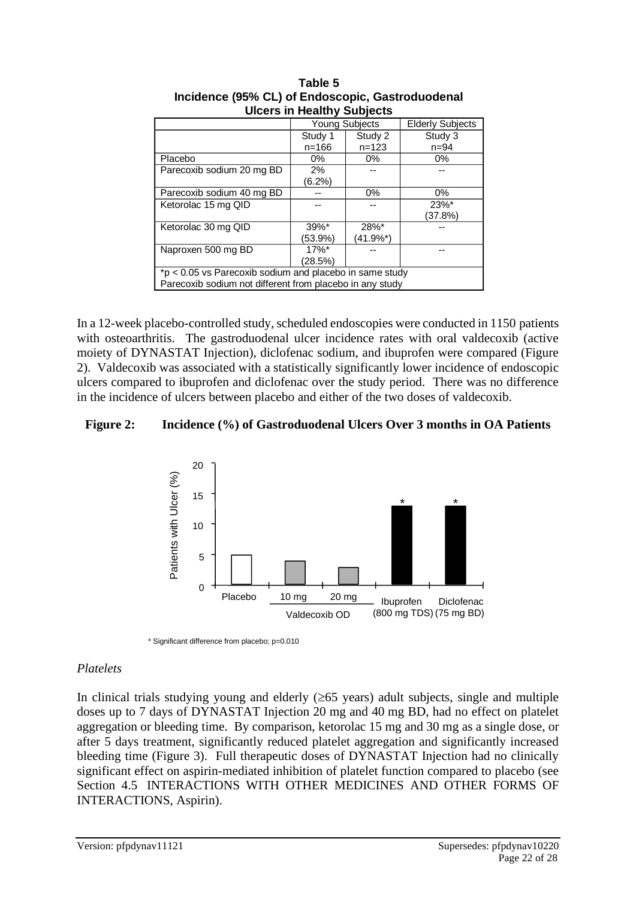**Table 5**
**Incidence (95% CL) of Endoscopic, Gastroduodenal Ulcers in Healthy Subjects**

| | Young Subjects | | Elderly Subjects |
|---|---|---|---|
| | Study 1 n=166 | Study 2 n=123 | Study 3 n=94 |
| Placebo | 0% | 0% | 0% |
| Parecoxib sodium 20 mg BD | 2% (6.2%) | -- | -- |
| Parecoxib sodium 40 mg BD | -- | 0% | 0% |
| Ketorolac 15 mg QID | -- | -- | 23%* (37.8%) |
| Ketorolac 30 mg QID | 39%* (53.9%) | 28%* (41.9%*) | -- |
| Naproxen 500 mg BD | 17%* (28.5%) | -- | -- |

*$p < 0.05$ vs Parecoxib sodium and placebo in same study
Parecoxib sodium not different from placebo in any study

In a 12-week placebo-controlled study, scheduled endoscopies were conducted in 1150 patients with osteoarthritis. The gastroduodenal ulcer incidence rates with oral valdecoxib (active moiety of DYNASTAT Injection), diclofenac sodium, and ibuprofen were compared (Figure 2). Valdecoxib was associated with a statistically significantly lower incidence of endoscopic ulcers compared to ibuprofen and diclofenac over the study period. There was no difference in the incidence of ulcers between placebo and either of the two doses of valdecoxib.

**Figure 2: Incidence (%) of Gastroduodenal Ulcers Over 3 months in OA Patients**

\* Significant difference from placebo; p=0.010

*Platelets*

In clinical trials studying young and elderly (≥65 years) adult subjects, single and multiple doses up to 7 days of DYNASTAT Injection 20 mg and 40 mg BD, had no effect on platelet aggregation or bleeding time. By comparison, ketorolac 15 mg and 30 mg as a single dose, or after 5 days treatment, significantly reduced platelet aggregation and significantly increased bleeding time (Figure 3). Full therapeutic doses of DYNASTAT Injection had no clinically significant effect on aspirin-mediated inhibition of platelet function compared to placebo (see Section 4.5 INTERACTIONS WITH OTHER MEDICINES AND OTHER FORMS OF INTERACTIONS, Aspirin).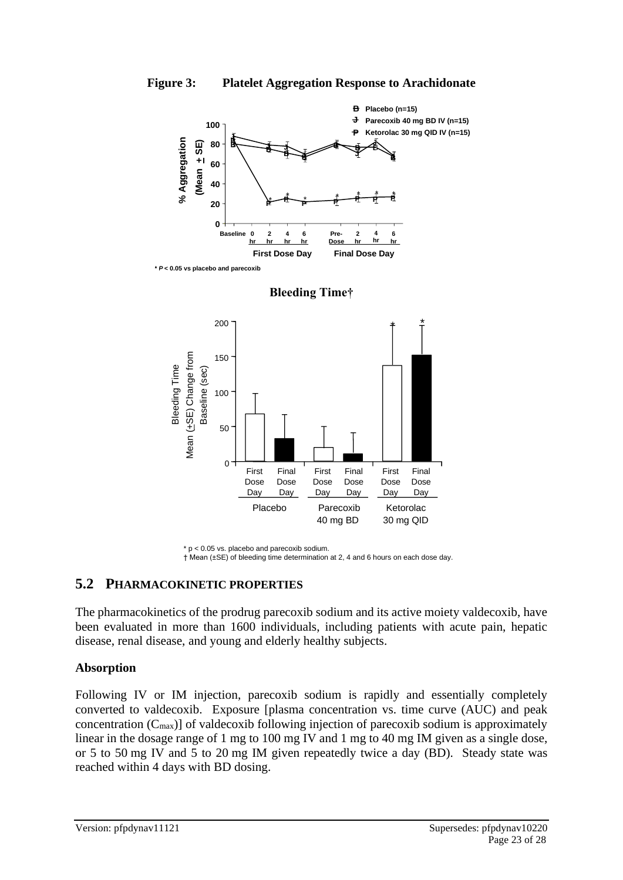**Figure 3: Platelet Aggregation Response to Arachidonate**

B Placebo (n=15)
J Parecoxib 40 mg BD IV (n=15)
P Ketorolac 30 mg QID IV (n=15)

% Aggregation (Mean ± SE)

Baseline, 0 hr, 2 hr, 4 hr, 6 hr — First Dose Day; Pre-Dose, 2 hr, 4 hr, 6 hr — Final Dose Day

* $P < 0.05$ vs placebo and parecoxib

**Bleeding Time†**

Bleeding Time Mean (±SE) Change from Baseline (sec)

First Dose Day / Final Dose Day — Placebo; Parecoxib 40 mg BD; Ketorolac 30 mg QID

* $p < 0.05$ vs. placebo and parecoxib sodium.
† Mean (±SE) of bleeding time determination at 2, 4 and 6 hours on each dose day.

## 5.2 PHARMACOKINETIC PROPERTIES

The pharmacokinetics of the prodrug parecoxib sodium and its active moiety valdecoxib, have been evaluated in more than 1600 individuals, including patients with acute pain, hepatic disease, renal disease, and young and elderly healthy subjects.

### Absorption

Following IV or IM injection, parecoxib sodium is rapidly and essentially completely converted to valdecoxib. Exposure [plasma concentration vs. time curve (AUC) and peak concentration ($C_{max}$)] of valdecoxib following injection of parecoxib sodium is approximately linear in the dosage range of 1 mg to 100 mg IV and 1 mg to 40 mg IM given as a single dose, or 5 to 50 mg IV and 5 to 20 mg IM given repeatedly twice a day (BD). Steady state was reached within 4 days with BD dosing.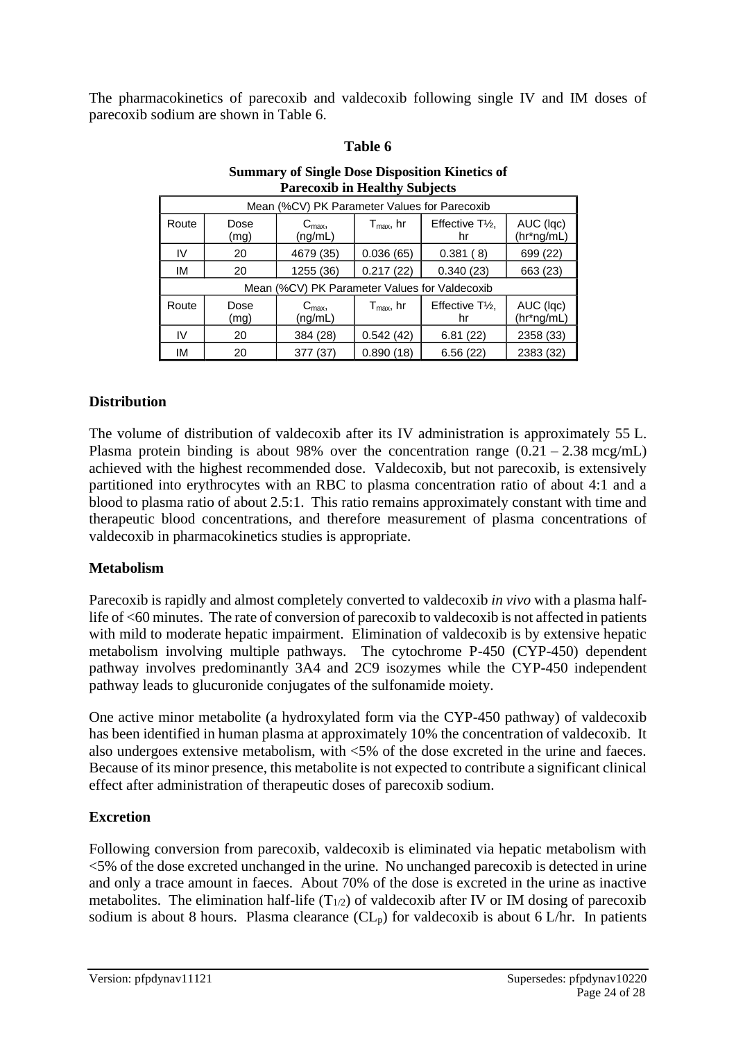The pharmacokinetics of parecoxib and valdecoxib following single IV and IM doses of parecoxib sodium are shown in Table 6.

**Table 6**

**Summary of Single Dose Disposition Kinetics of Parecoxib in Healthy Subjects**

| Mean (%CV) PK Parameter Values for Parecoxib | | | | | |
|---|---|---|---|---|---|
| Route | Dose (mg) | $C_{max}$, (ng/mL) | $T_{max}$, hr | Effective T½, hr | AUC (lqc) (hr*ng/mL) |
| IV | 20 | 4679 (35) | 0.036 (65) | 0.381 ( 8) | 699 (22) |
| IM | 20 | 1255 (36) | 0.217 (22) | 0.340 (23) | 663 (23) |
| **Mean (%CV) PK Parameter Values for Valdecoxib** | | | | | |
| Route | Dose (mg) | $C_{max}$, (ng/mL) | $T_{max}$, hr | Effective T½, hr | AUC (lqc) (hr*ng/mL) |
| IV | 20 | 384 (28) | 0.542 (42) | 6.81 (22) | 2358 (33) |
| IM | 20 | 377 (37) | 0.890 (18) | 6.56 (22) | 2383 (32) |

## Distribution

The volume of distribution of valdecoxib after its IV administration is approximately 55 L. Plasma protein binding is about 98% over the concentration range (0.21 – 2.38 mcg/mL) achieved with the highest recommended dose. Valdecoxib, but not parecoxib, is extensively partitioned into erythrocytes with an RBC to plasma concentration ratio of about 4:1 and a blood to plasma ratio of about 2.5:1. This ratio remains approximately constant with time and therapeutic blood concentrations, and therefore measurement of plasma concentrations of valdecoxib in pharmacokinetics studies is appropriate.

## Metabolism

Parecoxib is rapidly and almost completely converted to valdecoxib *in vivo* with a plasma half-life of <60 minutes. The rate of conversion of parecoxib to valdecoxib is not affected in patients with mild to moderate hepatic impairment. Elimination of valdecoxib is by extensive hepatic metabolism involving multiple pathways. The cytochrome P-450 (CYP-450) dependent pathway involves predominantly 3A4 and 2C9 isozymes while the CYP-450 independent pathway leads to glucuronide conjugates of the sulfonamide moiety.

One active minor metabolite (a hydroxylated form via the CYP-450 pathway) of valdecoxib has been identified in human plasma at approximately 10% the concentration of valdecoxib. It also undergoes extensive metabolism, with <5% of the dose excreted in the urine and faeces. Because of its minor presence, this metabolite is not expected to contribute a significant clinical effect after administration of therapeutic doses of parecoxib sodium.

## Excretion

Following conversion from parecoxib, valdecoxib is eliminated via hepatic metabolism with <5% of the dose excreted unchanged in the urine. No unchanged parecoxib is detected in urine and only a trace amount in faeces. About 70% of the dose is excreted in the urine as inactive metabolites. The elimination half-life ($T_{1/2}$) of valdecoxib after IV or IM dosing of parecoxib sodium is about 8 hours. Plasma clearance ($CL_p$) for valdecoxib is about 6 L/hr. In patients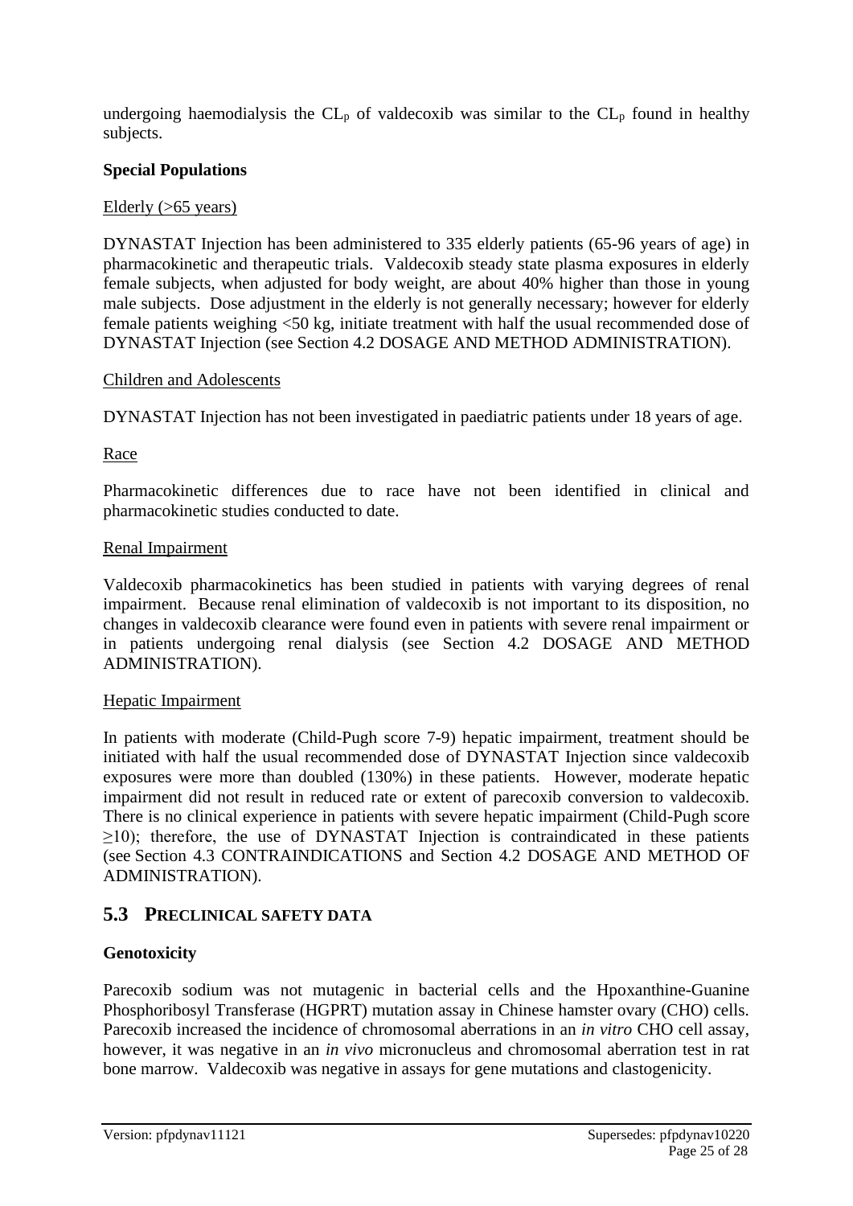undergoing haemodialysis the $CL_p$ of valdecoxib was similar to the $CL_p$ found in healthy subjects.

**Special Populations**

Elderly (>65 years)

DYNASTAT Injection has been administered to 335 elderly patients (65-96 years of age) in pharmacokinetic and therapeutic trials. Valdecoxib steady state plasma exposures in elderly female subjects, when adjusted for body weight, are about 40% higher than those in young male subjects. Dose adjustment in the elderly is not generally necessary; however for elderly female patients weighing <50 kg, initiate treatment with half the usual recommended dose of DYNASTAT Injection (see Section 4.2 DOSAGE AND METHOD ADMINISTRATION).

Children and Adolescents

DYNASTAT Injection has not been investigated in paediatric patients under 18 years of age.

Race

Pharmacokinetic differences due to race have not been identified in clinical and pharmacokinetic studies conducted to date.

Renal Impairment

Valdecoxib pharmacokinetics has been studied in patients with varying degrees of renal impairment. Because renal elimination of valdecoxib is not important to its disposition, no changes in valdecoxib clearance were found even in patients with severe renal impairment or in patients undergoing renal dialysis (see Section 4.2 DOSAGE AND METHOD ADMINISTRATION).

Hepatic Impairment

In patients with moderate (Child-Pugh score 7-9) hepatic impairment, treatment should be initiated with half the usual recommended dose of DYNASTAT Injection since valdecoxib exposures were more than doubled (130%) in these patients. However, moderate hepatic impairment did not result in reduced rate or extent of parecoxib conversion to valdecoxib. There is no clinical experience in patients with severe hepatic impairment (Child-Pugh score ≥10); therefore, the use of DYNASTAT Injection is contraindicated in these patients (see Section 4.3 CONTRAINDICATIONS and Section 4.2 DOSAGE AND METHOD OF ADMINISTRATION).

## 5.3 PRECLINICAL SAFETY DATA

**Genotoxicity**

Parecoxib sodium was not mutagenic in bacterial cells and the Hpoxanthine-Guanine Phosphoribosyl Transferase (HGPRT) mutation assay in Chinese hamster ovary (CHO) cells. Parecoxib increased the incidence of chromosomal aberrations in an *in vitro* CHO cell assay, however, it was negative in an *in vivo* micronucleus and chromosomal aberration test in rat bone marrow. Valdecoxib was negative in assays for gene mutations and clastogenicity.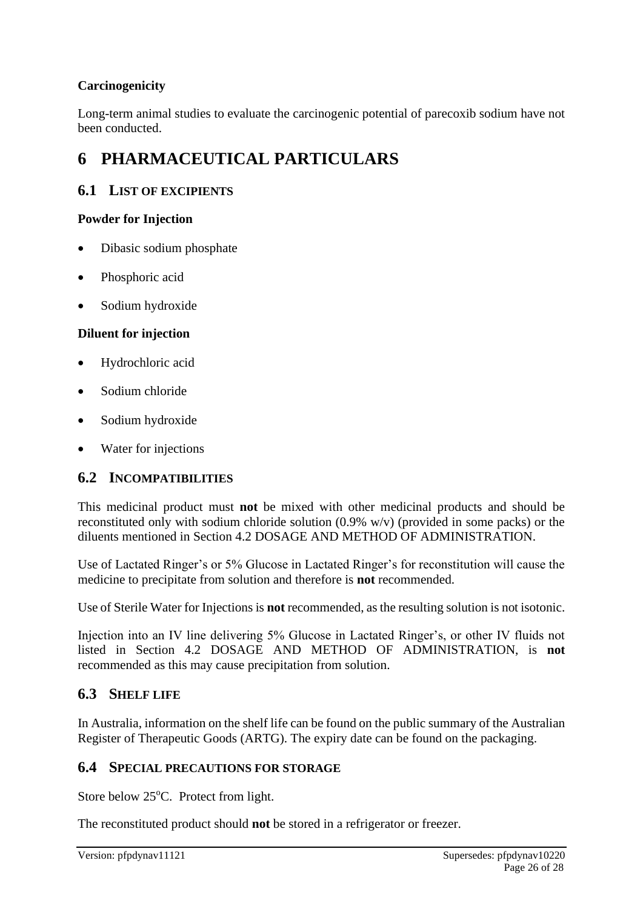**Carcinogenicity**

Long-term animal studies to evaluate the carcinogenic potential of parecoxib sodium have not been conducted.

# 6 PHARMACEUTICAL PARTICULARS

## 6.1 LIST OF EXCIPIENTS

**Powder for Injection**

- Dibasic sodium phosphate
- Phosphoric acid
- Sodium hydroxide

**Diluent for injection**

- Hydrochloric acid
- Sodium chloride
- Sodium hydroxide
- Water for injections

## 6.2 INCOMPATIBILITIES

This medicinal product must **not** be mixed with other medicinal products and should be reconstituted only with sodium chloride solution (0.9% w/v) (provided in some packs) or the diluents mentioned in Section 4.2 DOSAGE AND METHOD OF ADMINISTRATION.

Use of Lactated Ringer's or 5% Glucose in Lactated Ringer's for reconstitution will cause the medicine to precipitate from solution and therefore is **not** recommended.

Use of Sterile Water for Injections is **not** recommended, as the resulting solution is not isotonic.

Injection into an IV line delivering 5% Glucose in Lactated Ringer's, or other IV fluids not listed in Section 4.2 DOSAGE AND METHOD OF ADMINISTRATION, is **not** recommended as this may cause precipitation from solution.

## 6.3 SHELF LIFE

In Australia, information on the shelf life can be found on the public summary of the Australian Register of Therapeutic Goods (ARTG). The expiry date can be found on the packaging.

## 6.4 SPECIAL PRECAUTIONS FOR STORAGE

Store below 25°C. Protect from light.

The reconstituted product should **not** be stored in a refrigerator or freezer.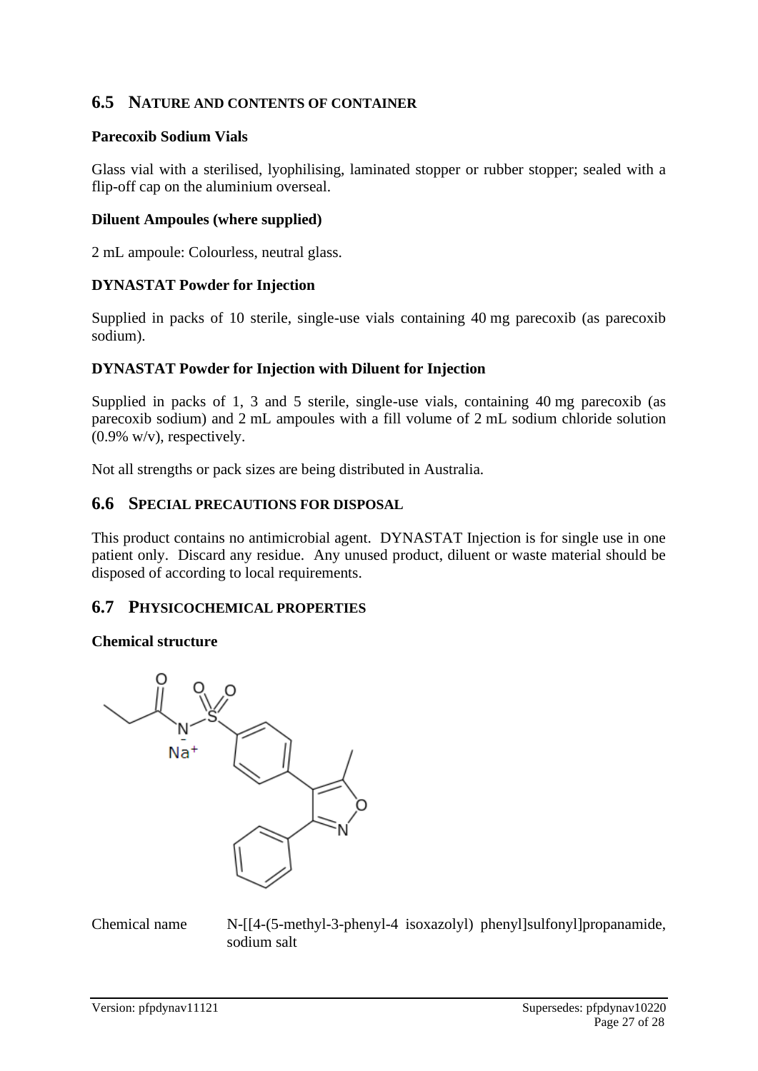## 6.5 NATURE AND CONTENTS OF CONTAINER

**Parecoxib Sodium Vials**

Glass vial with a sterilised, lyophilising, laminated stopper or rubber stopper; sealed with a flip-off cap on the aluminium overseal.

**Diluent Ampoules (where supplied)**

2 mL ampoule: Colourless, neutral glass.

**DYNASTAT Powder for Injection**

Supplied in packs of 10 sterile, single-use vials containing 40 mg parecoxib (as parecoxib sodium).

**DYNASTAT Powder for Injection with Diluent for Injection**

Supplied in packs of 1, 3 and 5 sterile, single-use vials, containing 40 mg parecoxib (as parecoxib sodium) and 2 mL ampoules with a fill volume of 2 mL sodium chloride solution (0.9% w/v), respectively.

Not all strengths or pack sizes are being distributed in Australia.

## 6.6 SPECIAL PRECAUTIONS FOR DISPOSAL

This product contains no antimicrobial agent. DYNASTAT Injection is for single use in one patient only. Discard any residue. Any unused product, diluent or waste material should be disposed of according to local requirements.

## 6.7 PHYSICOCHEMICAL PROPERTIES

**Chemical structure**

Chemical name N-[[4-(5-methyl-3-phenyl-4 isoxazolyl) phenyl]sulfonyl]propanamide, sodium salt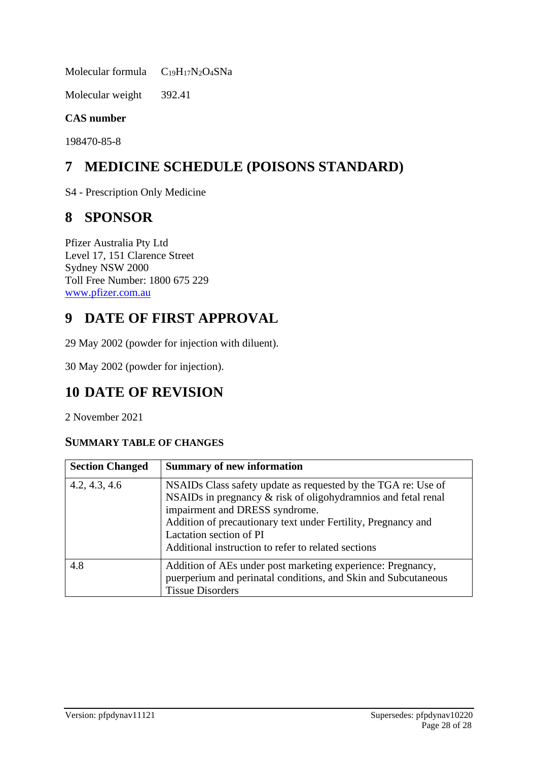Molecular formula $C_{19}H_{17}N_2O_4SNa$

Molecular weight 392.41

**CAS number**

198470-85-8

# 7 MEDICINE SCHEDULE (POISONS STANDARD)

S4 - Prescription Only Medicine

# 8 SPONSOR

Pfizer Australia Pty Ltd
Level 17, 151 Clarence Street
Sydney NSW 2000
Toll Free Number: 1800 675 229
www.pfizer.com.au

# 9 DATE OF FIRST APPROVAL

29 May 2002 (powder for injection with diluent).

30 May 2002 (powder for injection).

# 10 DATE OF REVISION

2 November 2021

### SUMMARY TABLE OF CHANGES

| Section Changed | Summary of new information |
|---|---|
| 4.2, 4.3, 4.6 | NSAIDs Class safety update as requested by the TGA re: Use of NSAIDs in pregnancy & risk of oligohydramnios and fetal renal impairment and DRESS syndrome.<br>Addition of precautionary text under Fertility, Pregnancy and Lactation section of PI<br>Additional instruction to refer to related sections |
| 4.8 | Addition of AEs under post marketing experience: Pregnancy, puerperium and perinatal conditions, and Skin and Subcutaneous Tissue Disorders |

Version: pfpdynav11121 Supersedes: pfpdynav10220